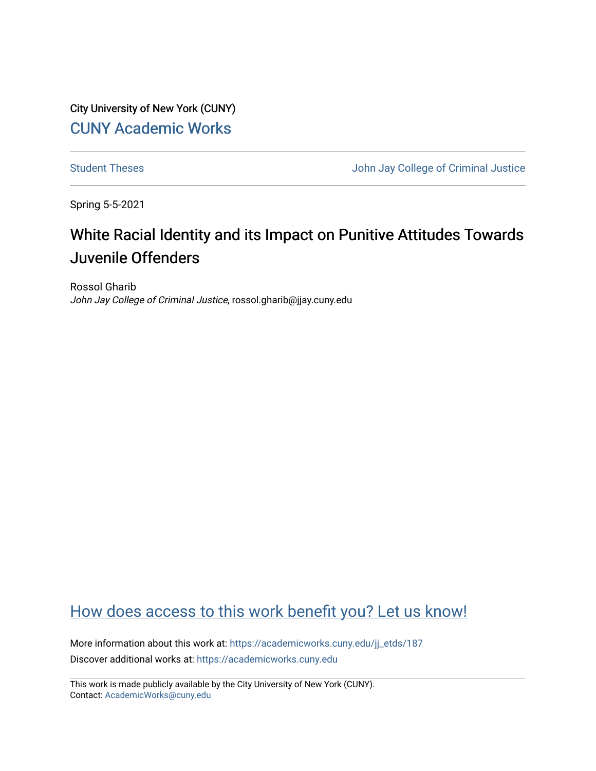City University of New York (CUNY)

CUNY Academic Works

Student Theses

John Jay College of Criminal Justice

Spring 5-5-2021

# White Racial Identity and its Impact on Punitive Attitudes Towards Juvenile Offenders

Rossol Gharib
*John Jay College of Criminal Justice*, rossol.gharib@jjay.cuny.edu

How does access to this work benefit you? Let us know!

More information about this work at: https://academicworks.cuny.edu/jj_etds/187
Discover additional works at: https://academicworks.cuny.edu

This work is made publicly available by the City University of New York (CUNY).
Contact: AcademicWorks@cuny.edu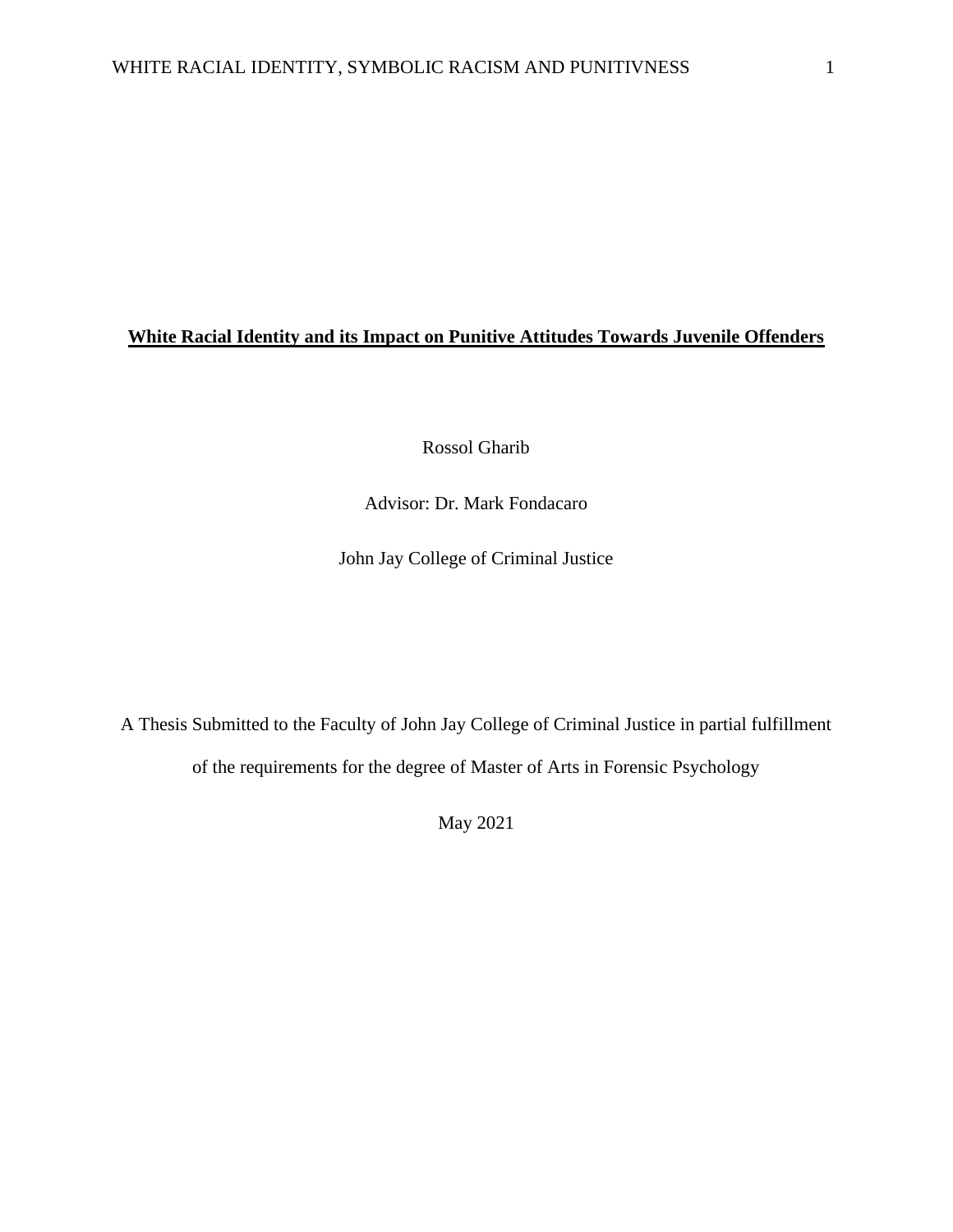**White Racial Identity and its Impact on Punitive Attitudes Towards Juvenile Offenders**

Rossol Gharib

Advisor: Dr. Mark Fondacaro

John Jay College of Criminal Justice

A Thesis Submitted to the Faculty of John Jay College of Criminal Justice in partial fulfillment of the requirements for the degree of Master of Arts in Forensic Psychology

May 2021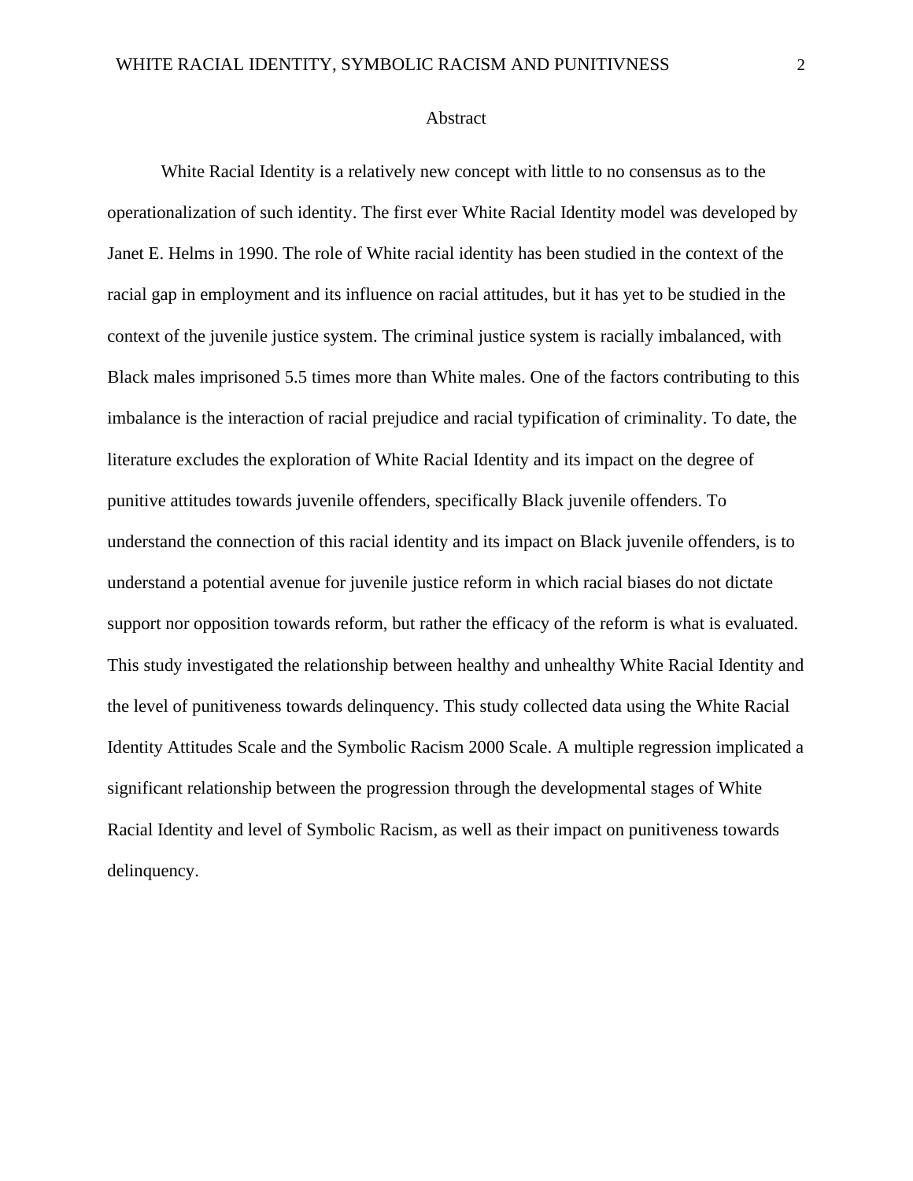## Abstract

White Racial Identity is a relatively new concept with little to no consensus as to the operationalization of such identity. The first ever White Racial Identity model was developed by Janet E. Helms in 1990. The role of White racial identity has been studied in the context of the racial gap in employment and its influence on racial attitudes, but it has yet to be studied in the context of the juvenile justice system. The criminal justice system is racially imbalanced, with Black males imprisoned 5.5 times more than White males. One of the factors contributing to this imbalance is the interaction of racial prejudice and racial typification of criminality. To date, the literature excludes the exploration of White Racial Identity and its impact on the degree of punitive attitudes towards juvenile offenders, specifically Black juvenile offenders. To understand the connection of this racial identity and its impact on Black juvenile offenders, is to understand a potential avenue for juvenile justice reform in which racial biases do not dictate support nor opposition towards reform, but rather the efficacy of the reform is what is evaluated. This study investigated the relationship between healthy and unhealthy White Racial Identity and the level of punitiveness towards delinquency. This study collected data using the White Racial Identity Attitudes Scale and the Symbolic Racism 2000 Scale. A multiple regression implicated a significant relationship between the progression through the developmental stages of White Racial Identity and level of Symbolic Racism, as well as their impact on punitiveness towards delinquency.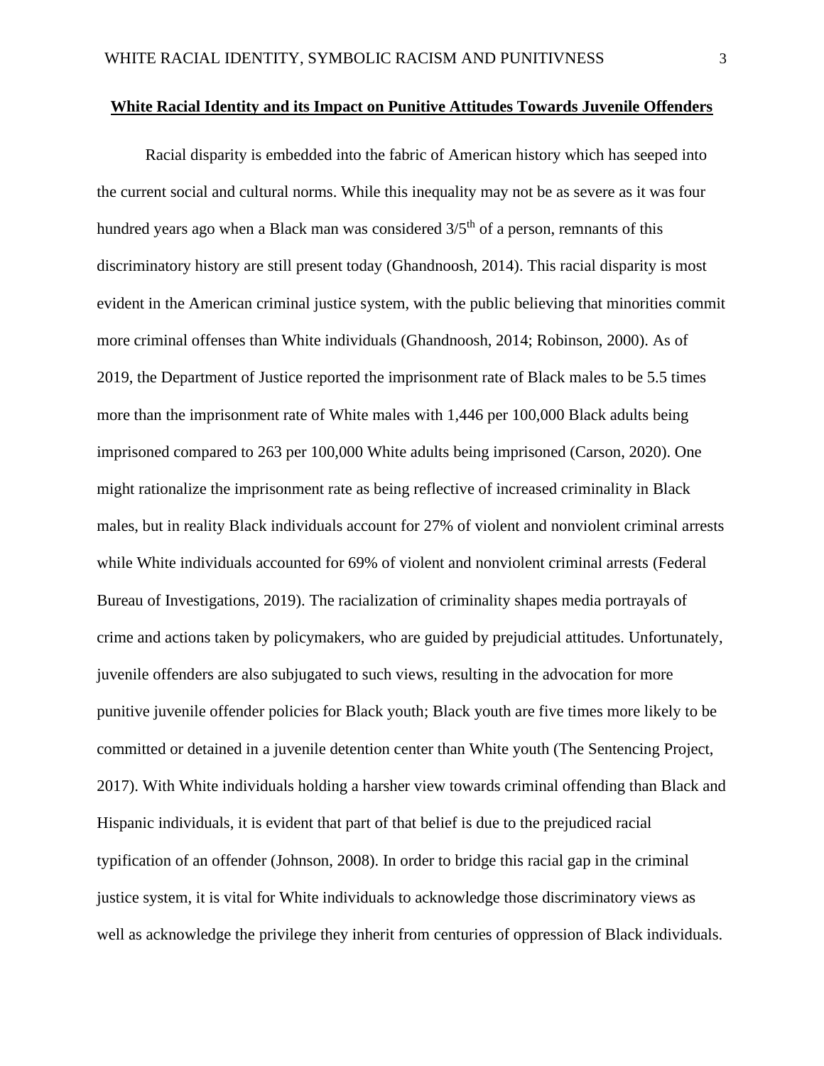**White Racial Identity and its Impact on Punitive Attitudes Towards Juvenile Offenders**

Racial disparity is embedded into the fabric of American history which has seeped into the current social and cultural norms. While this inequality may not be as severe as it was four hundred years ago when a Black man was considered 3/5th of a person, remnants of this discriminatory history are still present today (Ghandnoosh, 2014). This racial disparity is most evident in the American criminal justice system, with the public believing that minorities commit more criminal offenses than White individuals (Ghandnoosh, 2014; Robinson, 2000). As of 2019, the Department of Justice reported the imprisonment rate of Black males to be 5.5 times more than the imprisonment rate of White males with 1,446 per 100,000 Black adults being imprisoned compared to 263 per 100,000 White adults being imprisoned (Carson, 2020). One might rationalize the imprisonment rate as being reflective of increased criminality in Black males, but in reality Black individuals account for 27% of violent and nonviolent criminal arrests while White individuals accounted for 69% of violent and nonviolent criminal arrests (Federal Bureau of Investigations, 2019). The racialization of criminality shapes media portrayals of crime and actions taken by policymakers, who are guided by prejudicial attitudes. Unfortunately, juvenile offenders are also subjugated to such views, resulting in the advocation for more punitive juvenile offender policies for Black youth; Black youth are five times more likely to be committed or detained in a juvenile detention center than White youth (The Sentencing Project, 2017). With White individuals holding a harsher view towards criminal offending than Black and Hispanic individuals, it is evident that part of that belief is due to the prejudiced racial typification of an offender (Johnson, 2008). In order to bridge this racial gap in the criminal justice system, it is vital for White individuals to acknowledge those discriminatory views as well as acknowledge the privilege they inherit from centuries of oppression of Black individuals.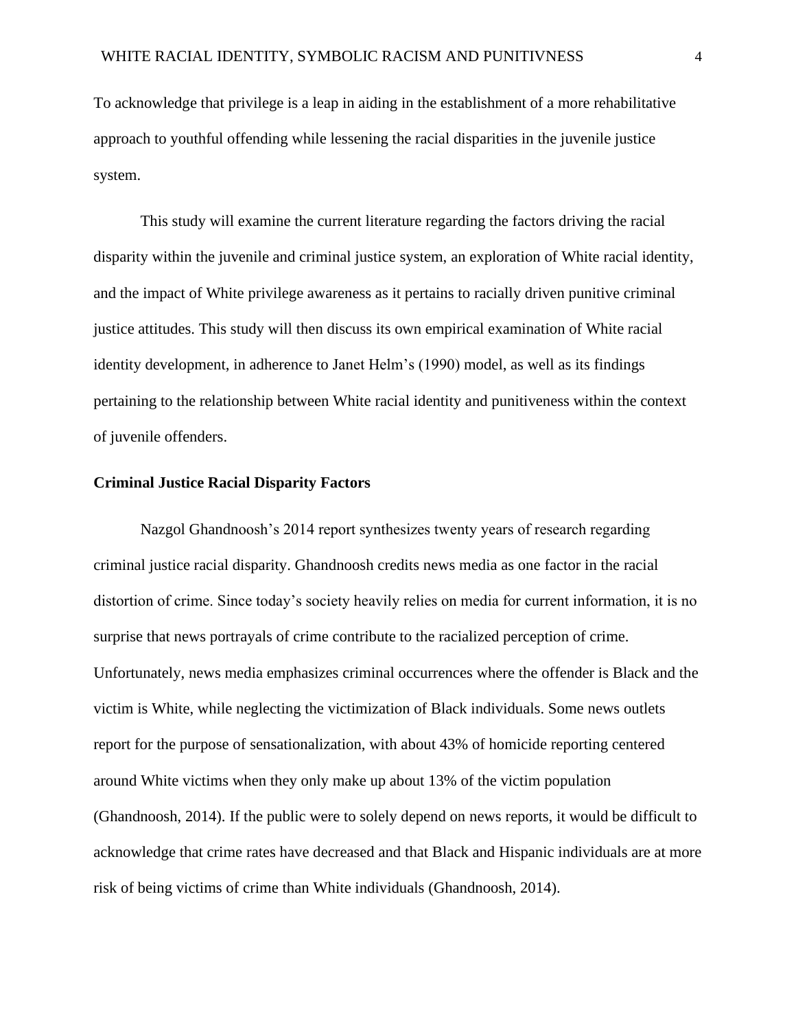To acknowledge that privilege is a leap in aiding in the establishment of a more rehabilitative approach to youthful offending while lessening the racial disparities in the juvenile justice system.

This study will examine the current literature regarding the factors driving the racial disparity within the juvenile and criminal justice system, an exploration of White racial identity, and the impact of White privilege awareness as it pertains to racially driven punitive criminal justice attitudes. This study will then discuss its own empirical examination of White racial identity development, in adherence to Janet Helm's (1990) model, as well as its findings pertaining to the relationship between White racial identity and punitiveness within the context of juvenile offenders.

**Criminal Justice Racial Disparity Factors**

Nazgol Ghandnoosh's 2014 report synthesizes twenty years of research regarding criminal justice racial disparity. Ghandnoosh credits news media as one factor in the racial distortion of crime. Since today's society heavily relies on media for current information, it is no surprise that news portrayals of crime contribute to the racialized perception of crime. Unfortunately, news media emphasizes criminal occurrences where the offender is Black and the victim is White, while neglecting the victimization of Black individuals. Some news outlets report for the purpose of sensationalization, with about 43% of homicide reporting centered around White victims when they only make up about 13% of the victim population (Ghandnoosh, 2014). If the public were to solely depend on news reports, it would be difficult to acknowledge that crime rates have decreased and that Black and Hispanic individuals are at more risk of being victims of crime than White individuals (Ghandnoosh, 2014).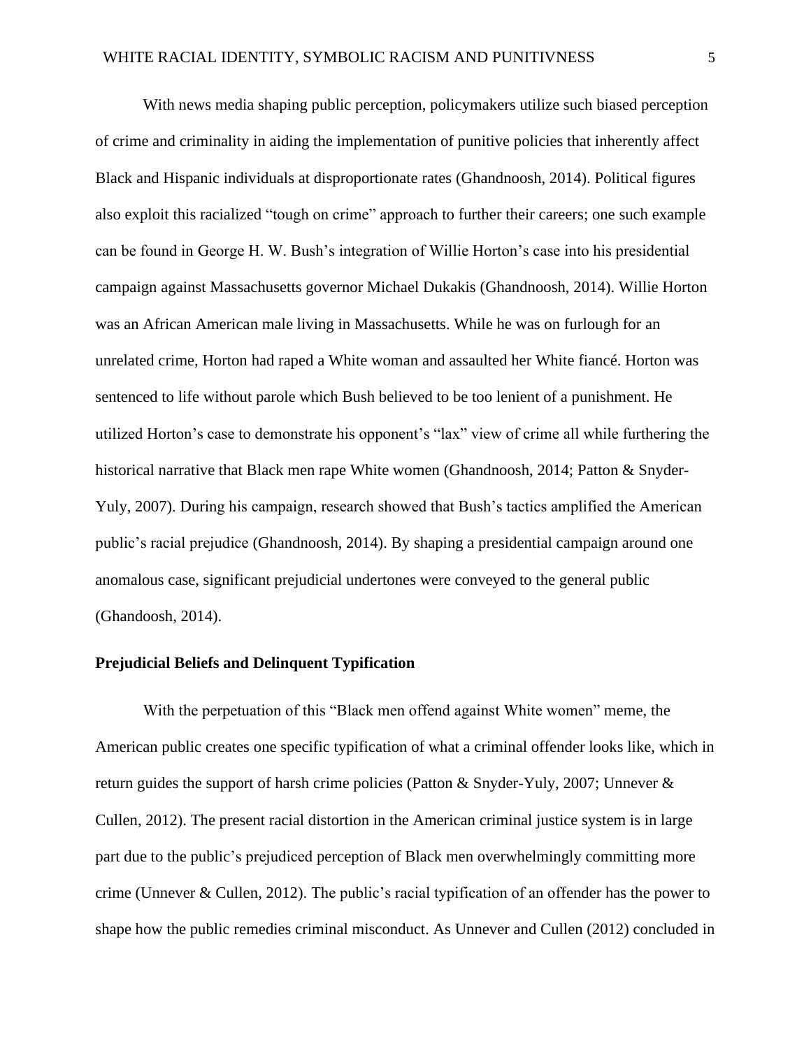With news media shaping public perception, policymakers utilize such biased perception of crime and criminality in aiding the implementation of punitive policies that inherently affect Black and Hispanic individuals at disproportionate rates (Ghandnoosh, 2014). Political figures also exploit this racialized "tough on crime" approach to further their careers; one such example can be found in George H. W. Bush's integration of Willie Horton's case into his presidential campaign against Massachusetts governor Michael Dukakis (Ghandnoosh, 2014). Willie Horton was an African American male living in Massachusetts. While he was on furlough for an unrelated crime, Horton had raped a White woman and assaulted her White fiancé. Horton was sentenced to life without parole which Bush believed to be too lenient of a punishment. He utilized Horton's case to demonstrate his opponent's "lax" view of crime all while furthering the historical narrative that Black men rape White women (Ghandnoosh, 2014; Patton & Snyder-Yuly, 2007). During his campaign, research showed that Bush's tactics amplified the American public's racial prejudice (Ghandnoosh, 2014). By shaping a presidential campaign around one anomalous case, significant prejudicial undertones were conveyed to the general public (Ghandoosh, 2014).

## Prejudicial Beliefs and Delinquent Typification

With the perpetuation of this "Black men offend against White women" meme, the American public creates one specific typification of what a criminal offender looks like, which in return guides the support of harsh crime policies (Patton & Snyder-Yuly, 2007; Unnever & Cullen, 2012). The present racial distortion in the American criminal justice system is in large part due to the public's prejudiced perception of Black men overwhelmingly committing more crime (Unnever & Cullen, 2012). The public's racial typification of an offender has the power to shape how the public remedies criminal misconduct. As Unnever and Cullen (2012) concluded in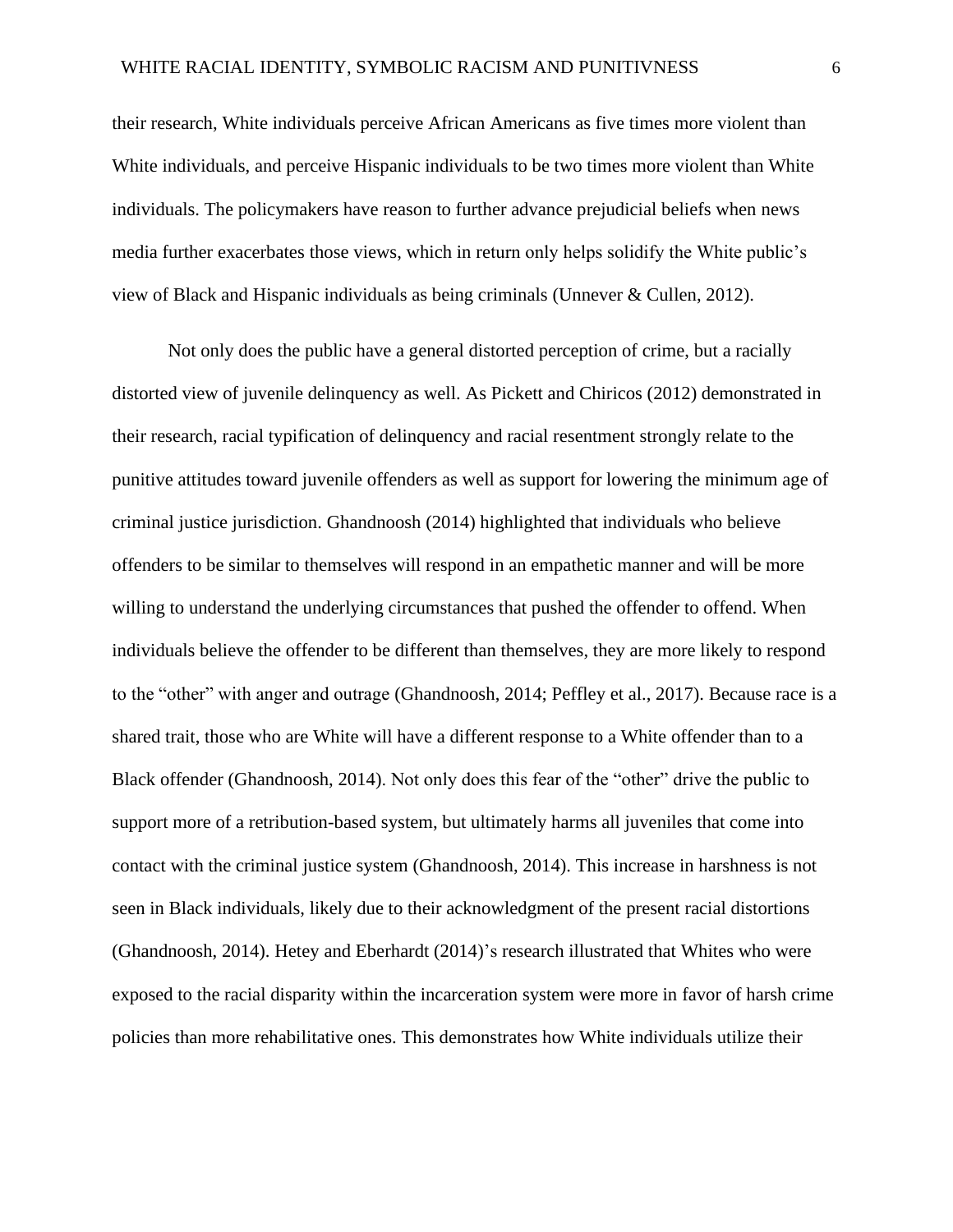their research, White individuals perceive African Americans as five times more violent than White individuals, and perceive Hispanic individuals to be two times more violent than White individuals. The policymakers have reason to further advance prejudicial beliefs when news media further exacerbates those views, which in return only helps solidify the White public's view of Black and Hispanic individuals as being criminals (Unnever & Cullen, 2012).

Not only does the public have a general distorted perception of crime, but a racially distorted view of juvenile delinquency as well. As Pickett and Chiricos (2012) demonstrated in their research, racial typification of delinquency and racial resentment strongly relate to the punitive attitudes toward juvenile offenders as well as support for lowering the minimum age of criminal justice jurisdiction. Ghandnoosh (2014) highlighted that individuals who believe offenders to be similar to themselves will respond in an empathetic manner and will be more willing to understand the underlying circumstances that pushed the offender to offend. When individuals believe the offender to be different than themselves, they are more likely to respond to the "other" with anger and outrage (Ghandnoosh, 2014; Peffley et al., 2017). Because race is a shared trait, those who are White will have a different response to a White offender than to a Black offender (Ghandnoosh, 2014). Not only does this fear of the "other" drive the public to support more of a retribution-based system, but ultimately harms all juveniles that come into contact with the criminal justice system (Ghandnoosh, 2014). This increase in harshness is not seen in Black individuals, likely due to their acknowledgment of the present racial distortions (Ghandnoosh, 2014). Hetey and Eberhardt (2014)'s research illustrated that Whites who were exposed to the racial disparity within the incarceration system were more in favor of harsh crime policies than more rehabilitative ones. This demonstrates how White individuals utilize their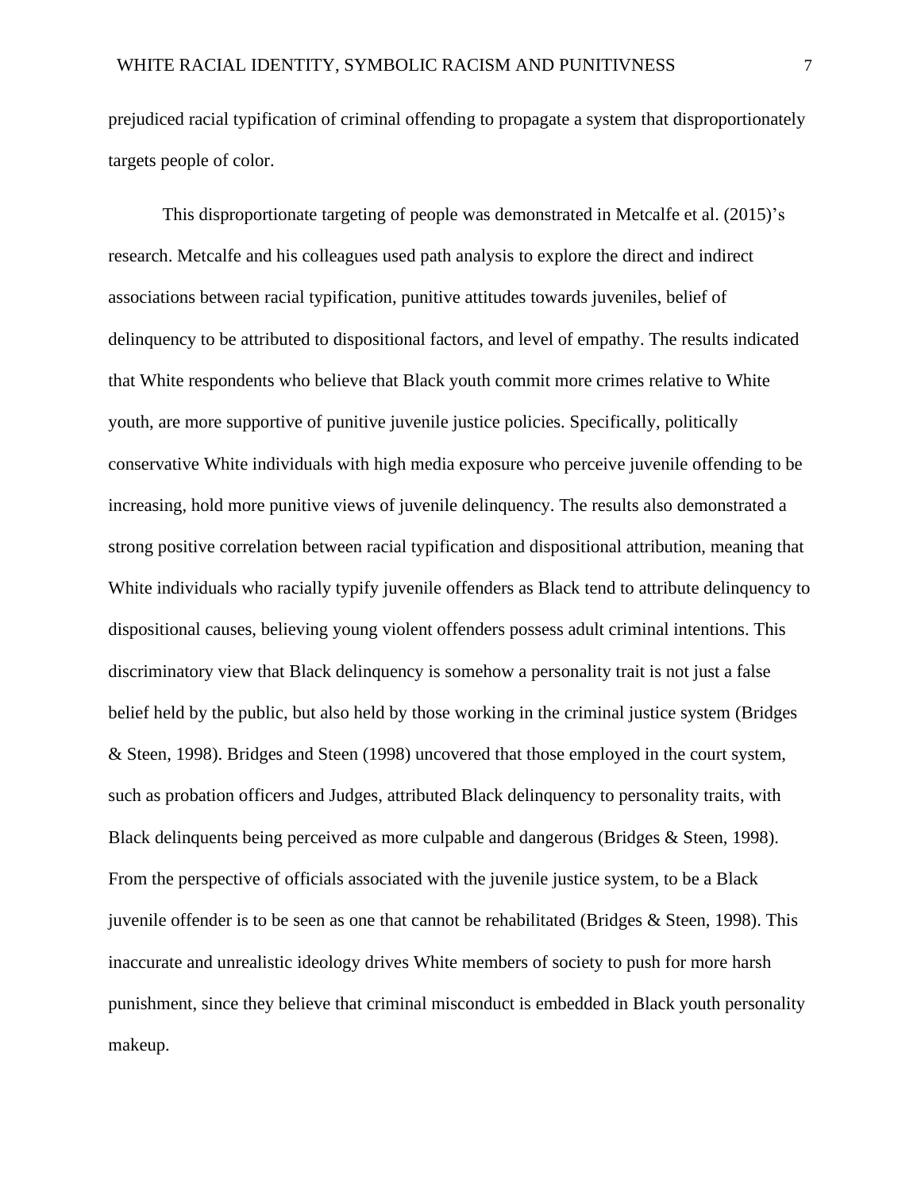prejudiced racial typification of criminal offending to propagate a system that disproportionately targets people of color.

This disproportionate targeting of people was demonstrated in Metcalfe et al. (2015)'s research. Metcalfe and his colleagues used path analysis to explore the direct and indirect associations between racial typification, punitive attitudes towards juveniles, belief of delinquency to be attributed to dispositional factors, and level of empathy. The results indicated that White respondents who believe that Black youth commit more crimes relative to White youth, are more supportive of punitive juvenile justice policies. Specifically, politically conservative White individuals with high media exposure who perceive juvenile offending to be increasing, hold more punitive views of juvenile delinquency. The results also demonstrated a strong positive correlation between racial typification and dispositional attribution, meaning that White individuals who racially typify juvenile offenders as Black tend to attribute delinquency to dispositional causes, believing young violent offenders possess adult criminal intentions. This discriminatory view that Black delinquency is somehow a personality trait is not just a false belief held by the public, but also held by those working in the criminal justice system (Bridges & Steen, 1998). Bridges and Steen (1998) uncovered that those employed in the court system, such as probation officers and Judges, attributed Black delinquency to personality traits, with Black delinquents being perceived as more culpable and dangerous (Bridges & Steen, 1998). From the perspective of officials associated with the juvenile justice system, to be a Black juvenile offender is to be seen as one that cannot be rehabilitated (Bridges & Steen, 1998). This inaccurate and unrealistic ideology drives White members of society to push for more harsh punishment, since they believe that criminal misconduct is embedded in Black youth personality makeup.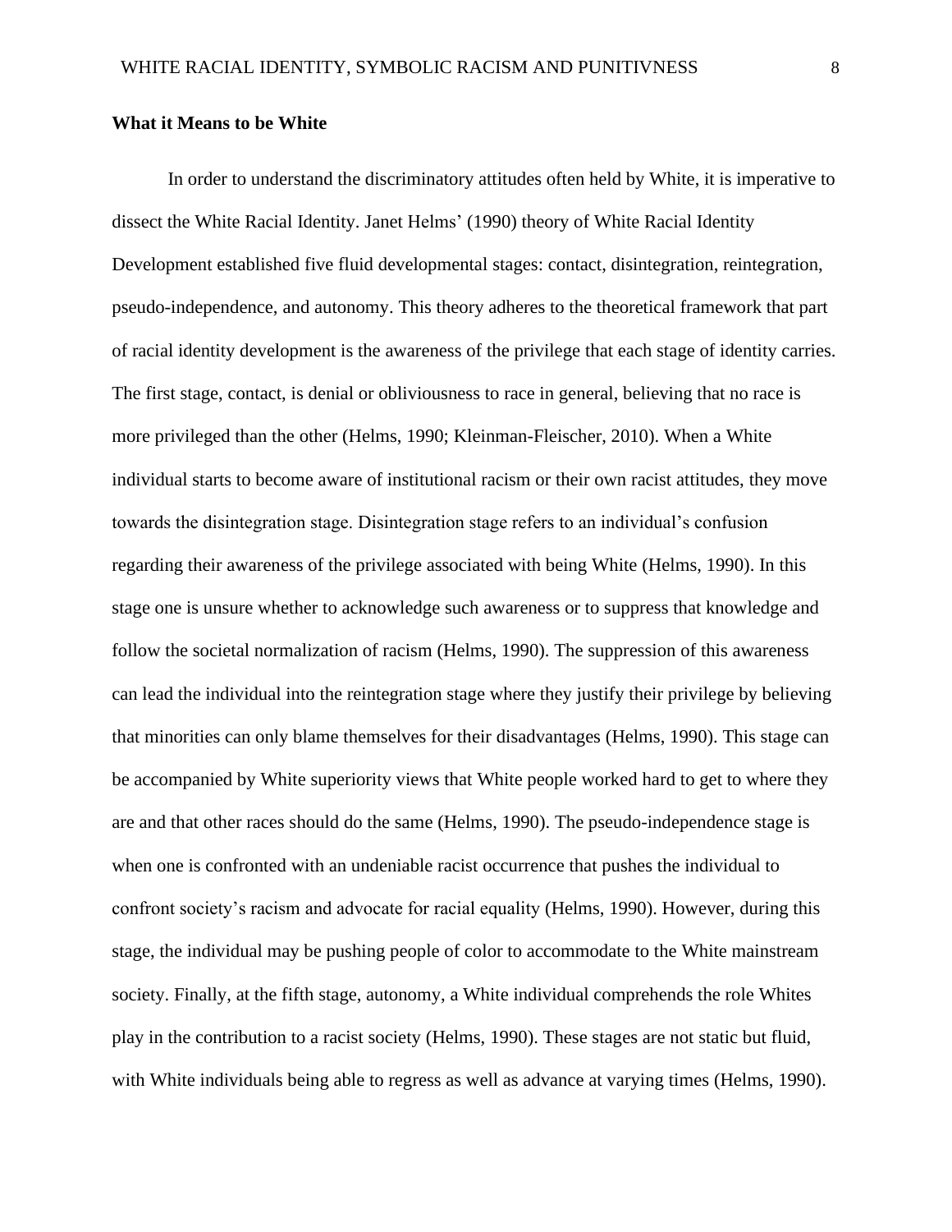**What it Means to be White**

In order to understand the discriminatory attitudes often held by White, it is imperative to dissect the White Racial Identity. Janet Helms' (1990) theory of White Racial Identity Development established five fluid developmental stages: contact, disintegration, reintegration, pseudo-independence, and autonomy. This theory adheres to the theoretical framework that part of racial identity development is the awareness of the privilege that each stage of identity carries. The first stage, contact, is denial or obliviousness to race in general, believing that no race is more privileged than the other (Helms, 1990; Kleinman-Fleischer, 2010). When a White individual starts to become aware of institutional racism or their own racist attitudes, they move towards the disintegration stage. Disintegration stage refers to an individual's confusion regarding their awareness of the privilege associated with being White (Helms, 1990). In this stage one is unsure whether to acknowledge such awareness or to suppress that knowledge and follow the societal normalization of racism (Helms, 1990). The suppression of this awareness can lead the individual into the reintegration stage where they justify their privilege by believing that minorities can only blame themselves for their disadvantages (Helms, 1990). This stage can be accompanied by White superiority views that White people worked hard to get to where they are and that other races should do the same (Helms, 1990). The pseudo-independence stage is when one is confronted with an undeniable racist occurrence that pushes the individual to confront society's racism and advocate for racial equality (Helms, 1990). However, during this stage, the individual may be pushing people of color to accommodate to the White mainstream society. Finally, at the fifth stage, autonomy, a White individual comprehends the role Whites play in the contribution to a racist society (Helms, 1990). These stages are not static but fluid, with White individuals being able to regress as well as advance at varying times (Helms, 1990).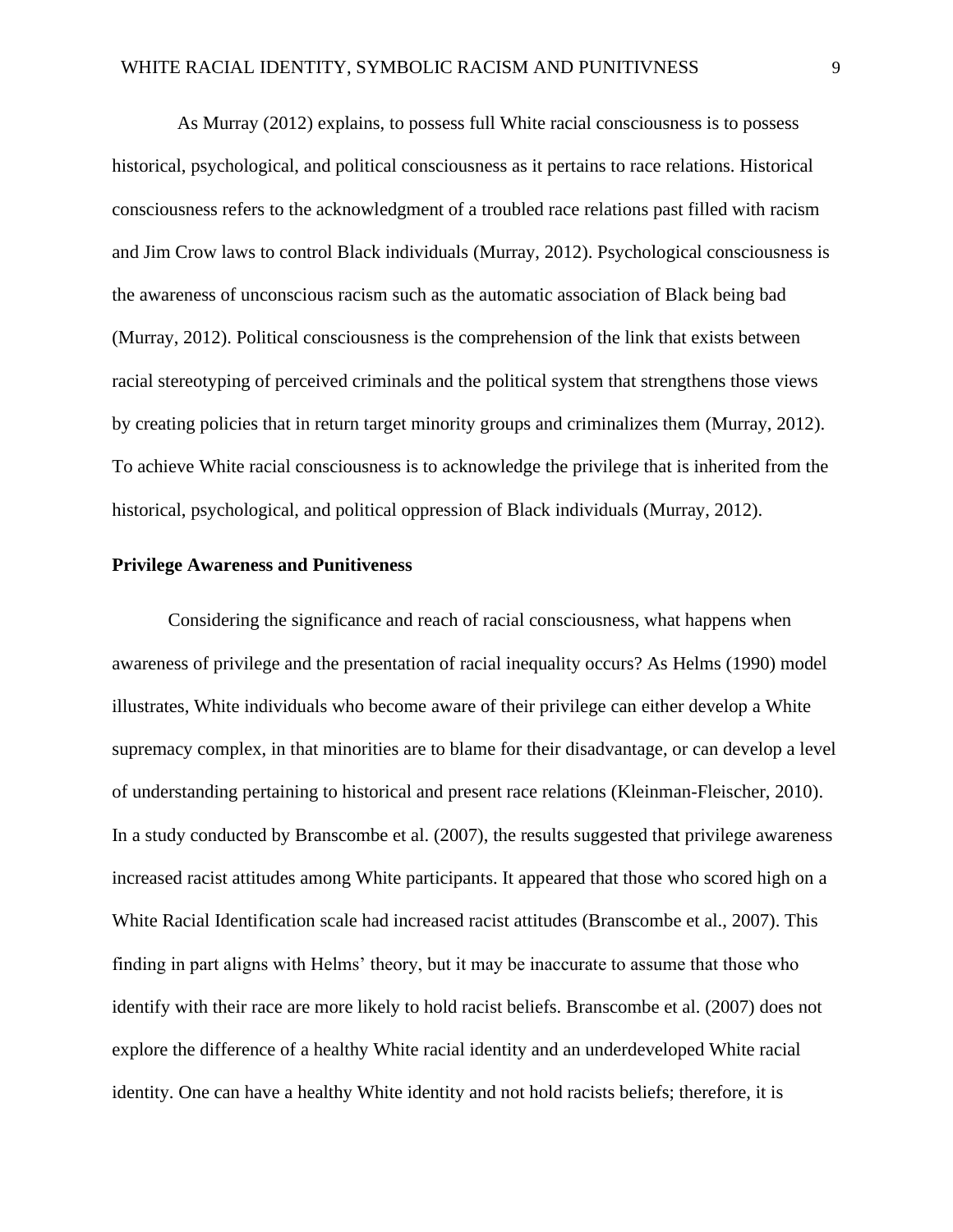As Murray (2012) explains, to possess full White racial consciousness is to possess historical, psychological, and political consciousness as it pertains to race relations. Historical consciousness refers to the acknowledgment of a troubled race relations past filled with racism and Jim Crow laws to control Black individuals (Murray, 2012). Psychological consciousness is the awareness of unconscious racism such as the automatic association of Black being bad (Murray, 2012). Political consciousness is the comprehension of the link that exists between racial stereotyping of perceived criminals and the political system that strengthens those views by creating policies that in return target minority groups and criminalizes them (Murray, 2012). To achieve White racial consciousness is to acknowledge the privilege that is inherited from the historical, psychological, and political oppression of Black individuals (Murray, 2012).

**Privilege Awareness and Punitiveness**

Considering the significance and reach of racial consciousness, what happens when awareness of privilege and the presentation of racial inequality occurs? As Helms (1990) model illustrates, White individuals who become aware of their privilege can either develop a White supremacy complex, in that minorities are to blame for their disadvantage, or can develop a level of understanding pertaining to historical and present race relations (Kleinman-Fleischer, 2010). In a study conducted by Branscombe et al. (2007), the results suggested that privilege awareness increased racist attitudes among White participants. It appeared that those who scored high on a White Racial Identification scale had increased racist attitudes (Branscombe et al., 2007). This finding in part aligns with Helms' theory, but it may be inaccurate to assume that those who identify with their race are more likely to hold racist beliefs. Branscombe et al. (2007) does not explore the difference of a healthy White racial identity and an underdeveloped White racial identity. One can have a healthy White identity and not hold racists beliefs; therefore, it is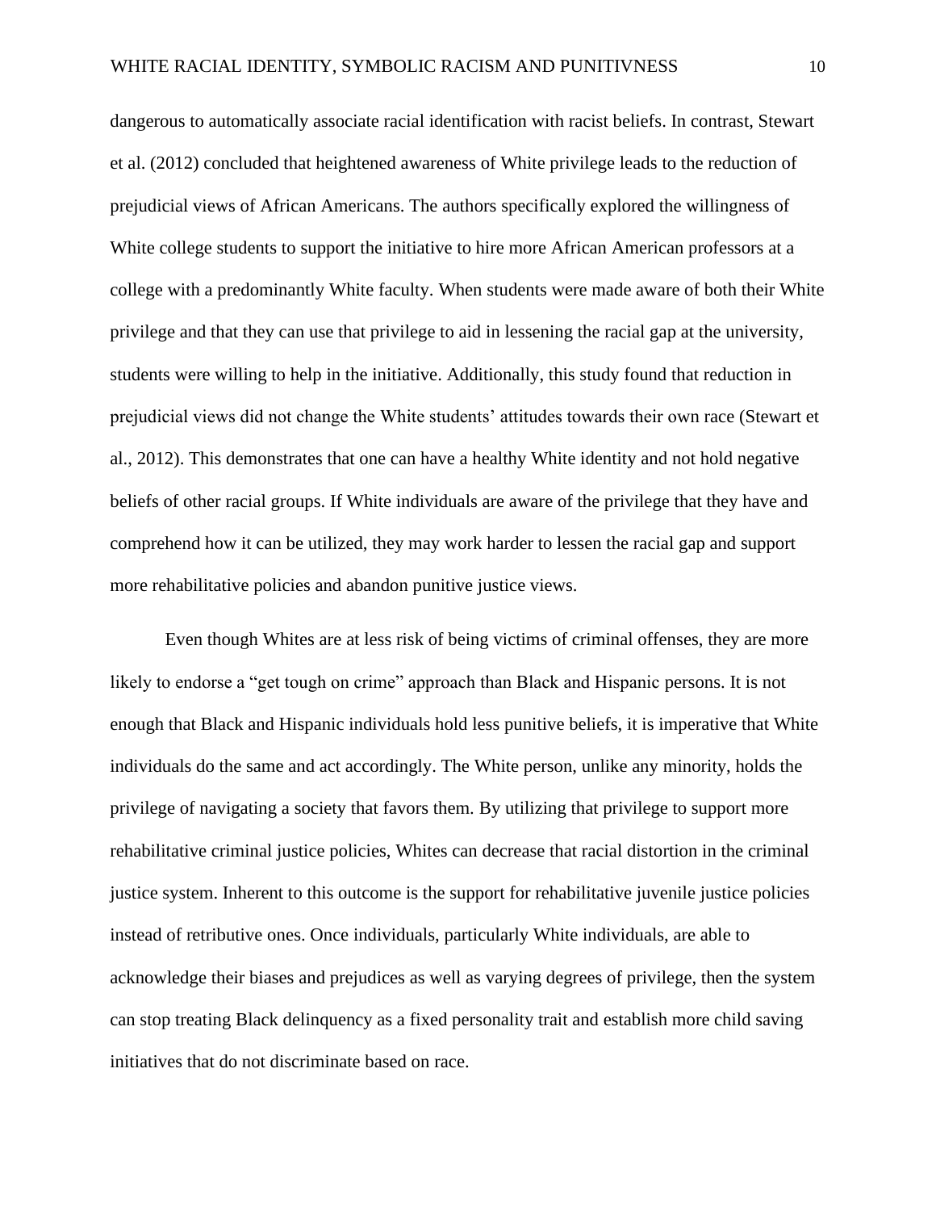dangerous to automatically associate racial identification with racist beliefs. In contrast, Stewart et al. (2012) concluded that heightened awareness of White privilege leads to the reduction of prejudicial views of African Americans. The authors specifically explored the willingness of White college students to support the initiative to hire more African American professors at a college with a predominantly White faculty. When students were made aware of both their White privilege and that they can use that privilege to aid in lessening the racial gap at the university, students were willing to help in the initiative. Additionally, this study found that reduction in prejudicial views did not change the White students' attitudes towards their own race (Stewart et al., 2012). This demonstrates that one can have a healthy White identity and not hold negative beliefs of other racial groups. If White individuals are aware of the privilege that they have and comprehend how it can be utilized, they may work harder to lessen the racial gap and support more rehabilitative policies and abandon punitive justice views.

Even though Whites are at less risk of being victims of criminal offenses, they are more likely to endorse a "get tough on crime" approach than Black and Hispanic persons. It is not enough that Black and Hispanic individuals hold less punitive beliefs, it is imperative that White individuals do the same and act accordingly. The White person, unlike any minority, holds the privilege of navigating a society that favors them. By utilizing that privilege to support more rehabilitative criminal justice policies, Whites can decrease that racial distortion in the criminal justice system. Inherent to this outcome is the support for rehabilitative juvenile justice policies instead of retributive ones. Once individuals, particularly White individuals, are able to acknowledge their biases and prejudices as well as varying degrees of privilege, then the system can stop treating Black delinquency as a fixed personality trait and establish more child saving initiatives that do not discriminate based on race.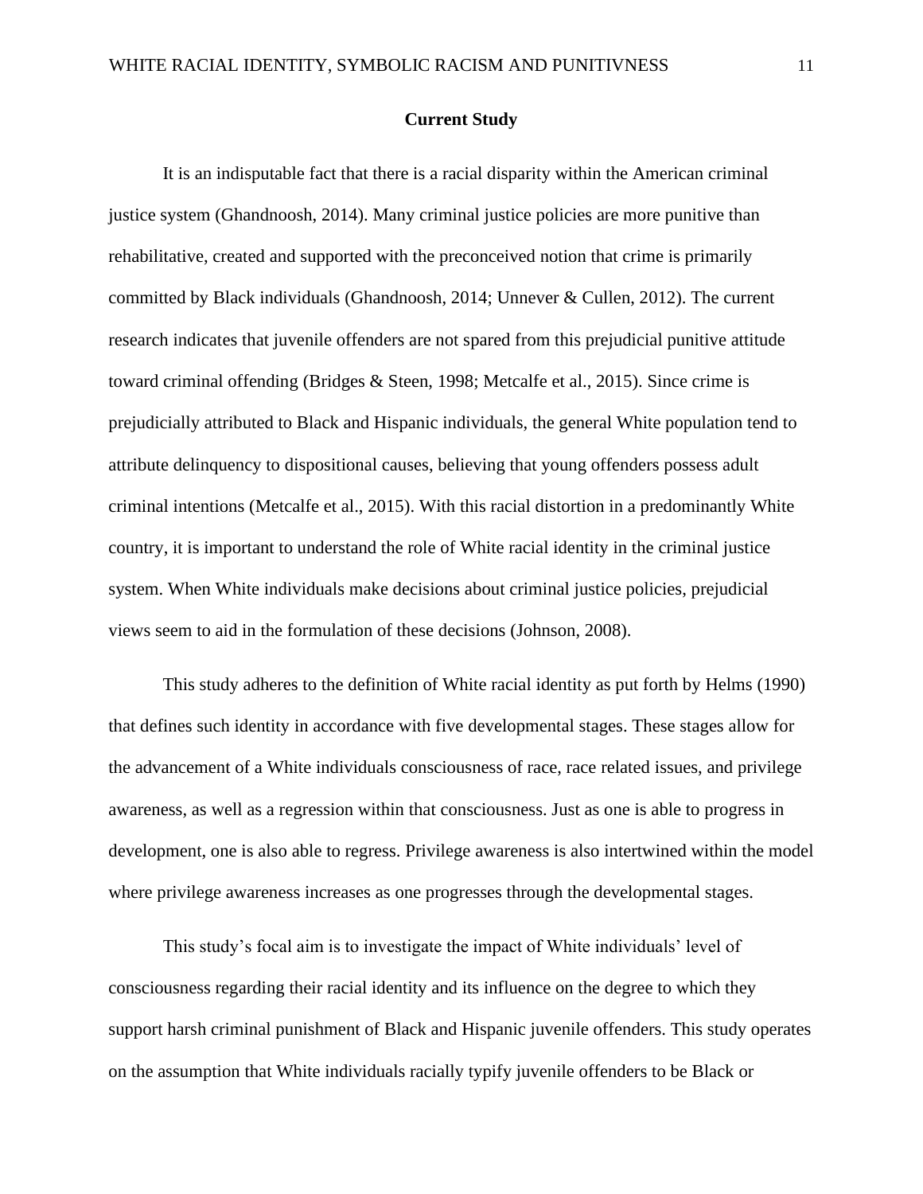## Current Study

It is an indisputable fact that there is a racial disparity within the American criminal justice system (Ghandnoosh, 2014). Many criminal justice policies are more punitive than rehabilitative, created and supported with the preconceived notion that crime is primarily committed by Black individuals (Ghandnoosh, 2014; Unnever & Cullen, 2012). The current research indicates that juvenile offenders are not spared from this prejudicial punitive attitude toward criminal offending (Bridges & Steen, 1998; Metcalfe et al., 2015). Since crime is prejudicially attributed to Black and Hispanic individuals, the general White population tend to attribute delinquency to dispositional causes, believing that young offenders possess adult criminal intentions (Metcalfe et al., 2015). With this racial distortion in a predominantly White country, it is important to understand the role of White racial identity in the criminal justice system. When White individuals make decisions about criminal justice policies, prejudicial views seem to aid in the formulation of these decisions (Johnson, 2008).

This study adheres to the definition of White racial identity as put forth by Helms (1990) that defines such identity in accordance with five developmental stages. These stages allow for the advancement of a White individuals consciousness of race, race related issues, and privilege awareness, as well as a regression within that consciousness. Just as one is able to progress in development, one is also able to regress. Privilege awareness is also intertwined within the model where privilege awareness increases as one progresses through the developmental stages.

This study's focal aim is to investigate the impact of White individuals' level of consciousness regarding their racial identity and its influence on the degree to which they support harsh criminal punishment of Black and Hispanic juvenile offenders. This study operates on the assumption that White individuals racially typify juvenile offenders to be Black or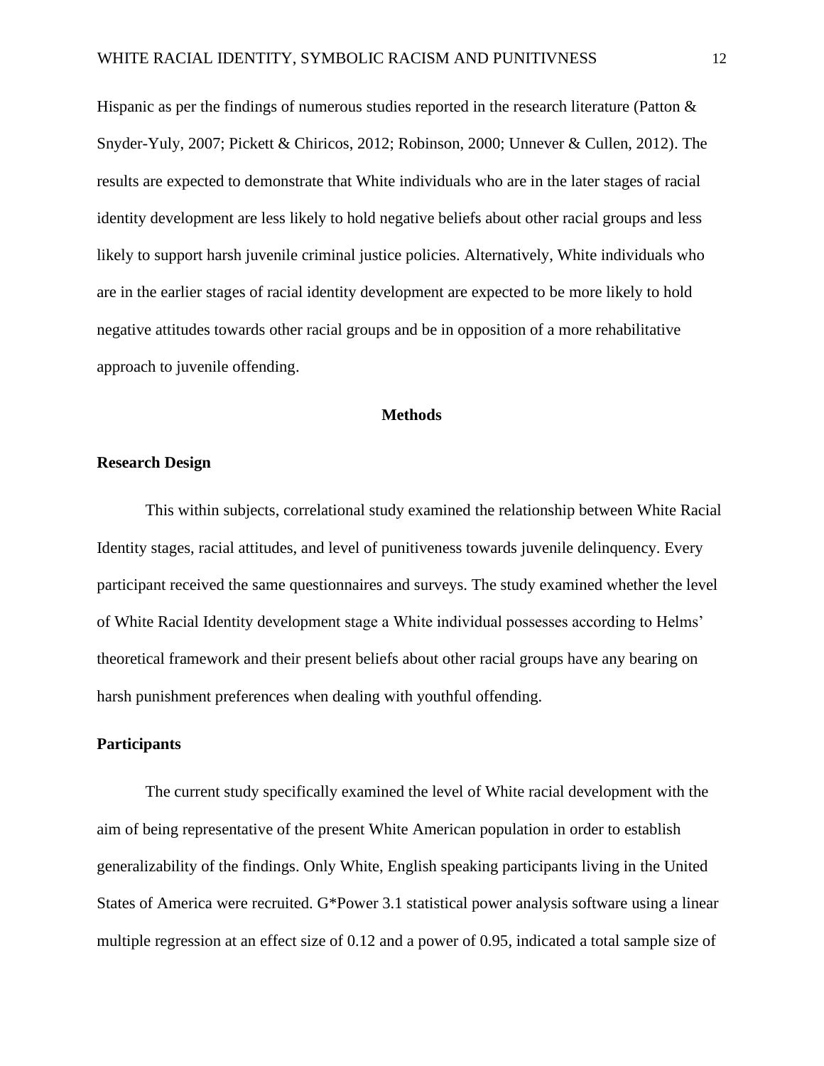Hispanic as per the findings of numerous studies reported in the research literature (Patton & Snyder-Yuly, 2007; Pickett & Chiricos, 2012; Robinson, 2000; Unnever & Cullen, 2012). The results are expected to demonstrate that White individuals who are in the later stages of racial identity development are less likely to hold negative beliefs about other racial groups and less likely to support harsh juvenile criminal justice policies. Alternatively, White individuals who are in the earlier stages of racial identity development are expected to be more likely to hold negative attitudes towards other racial groups and be in opposition of a more rehabilitative approach to juvenile offending.

## Methods

### Research Design

This within subjects, correlational study examined the relationship between White Racial Identity stages, racial attitudes, and level of punitiveness towards juvenile delinquency. Every participant received the same questionnaires and surveys. The study examined whether the level of White Racial Identity development stage a White individual possesses according to Helms' theoretical framework and their present beliefs about other racial groups have any bearing on harsh punishment preferences when dealing with youthful offending.

### Participants

The current study specifically examined the level of White racial development with the aim of being representative of the present White American population in order to establish generalizability of the findings. Only White, English speaking participants living in the United States of America were recruited. G*Power 3.1 statistical power analysis software using a linear multiple regression at an effect size of 0.12 and a power of 0.95, indicated a total sample size of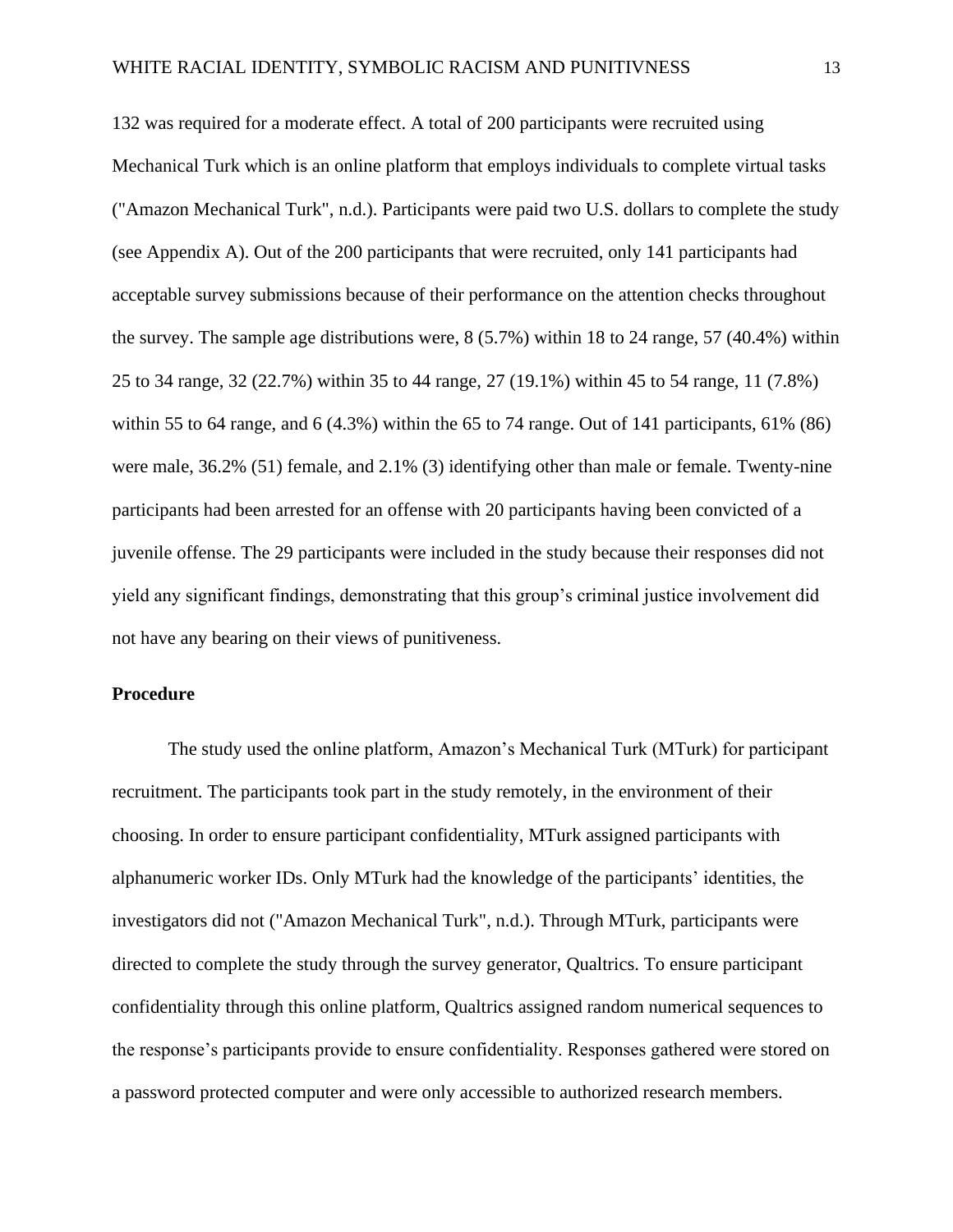132 was required for a moderate effect. A total of 200 participants were recruited using Mechanical Turk which is an online platform that employs individuals to complete virtual tasks ("Amazon Mechanical Turk", n.d.). Participants were paid two U.S. dollars to complete the study (see Appendix A). Out of the 200 participants that were recruited, only 141 participants had acceptable survey submissions because of their performance on the attention checks throughout the survey. The sample age distributions were, 8 (5.7%) within 18 to 24 range, 57 (40.4%) within 25 to 34 range, 32 (22.7%) within 35 to 44 range, 27 (19.1%) within 45 to 54 range, 11 (7.8%) within 55 to 64 range, and 6 (4.3%) within the 65 to 74 range. Out of 141 participants, 61% (86) were male, 36.2% (51) female, and 2.1% (3) identifying other than male or female. Twenty-nine participants had been arrested for an offense with 20 participants having been convicted of a juvenile offense. The 29 participants were included in the study because their responses did not yield any significant findings, demonstrating that this group's criminal justice involvement did not have any bearing on their views of punitiveness.

## Procedure

The study used the online platform, Amazon's Mechanical Turk (MTurk) for participant recruitment. The participants took part in the study remotely, in the environment of their choosing. In order to ensure participant confidentiality, MTurk assigned participants with alphanumeric worker IDs. Only MTurk had the knowledge of the participants' identities, the investigators did not ("Amazon Mechanical Turk", n.d.). Through MTurk, participants were directed to complete the study through the survey generator, Qualtrics. To ensure participant confidentiality through this online platform, Qualtrics assigned random numerical sequences to the response's participants provide to ensure confidentiality. Responses gathered were stored on a password protected computer and were only accessible to authorized research members.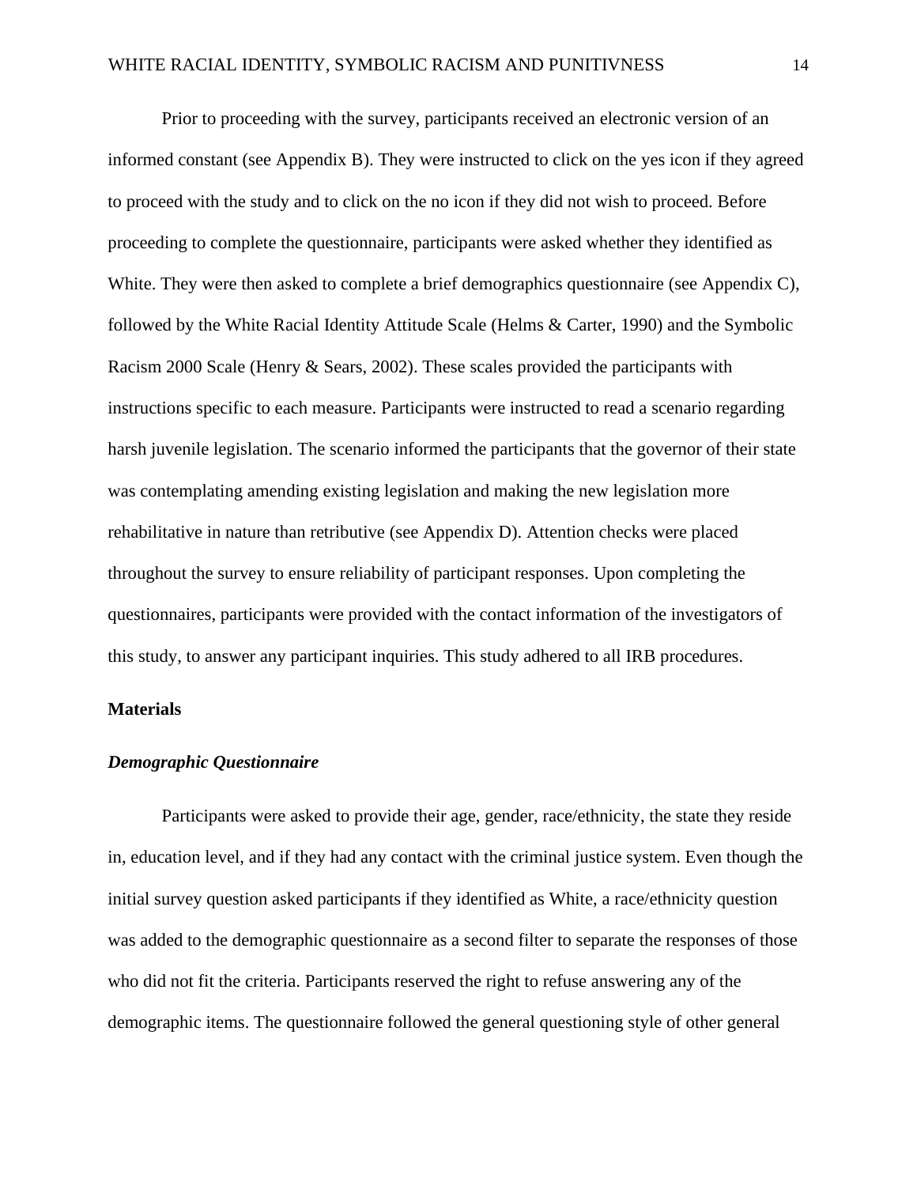Prior to proceeding with the survey, participants received an electronic version of an informed constant (see Appendix B). They were instructed to click on the yes icon if they agreed to proceed with the study and to click on the no icon if they did not wish to proceed. Before proceeding to complete the questionnaire, participants were asked whether they identified as White. They were then asked to complete a brief demographics questionnaire (see Appendix C), followed by the White Racial Identity Attitude Scale (Helms & Carter, 1990) and the Symbolic Racism 2000 Scale (Henry & Sears, 2002). These scales provided the participants with instructions specific to each measure. Participants were instructed to read a scenario regarding harsh juvenile legislation. The scenario informed the participants that the governor of their state was contemplating amending existing legislation and making the new legislation more rehabilitative in nature than retributive (see Appendix D). Attention checks were placed throughout the survey to ensure reliability of participant responses. Upon completing the questionnaires, participants were provided with the contact information of the investigators of this study, to answer any participant inquiries. This study adhered to all IRB procedures.

## Materials

### *Demographic Questionnaire*

Participants were asked to provide their age, gender, race/ethnicity, the state they reside in, education level, and if they had any contact with the criminal justice system. Even though the initial survey question asked participants if they identified as White, a race/ethnicity question was added to the demographic questionnaire as a second filter to separate the responses of those who did not fit the criteria. Participants reserved the right to refuse answering any of the demographic items. The questionnaire followed the general questioning style of other general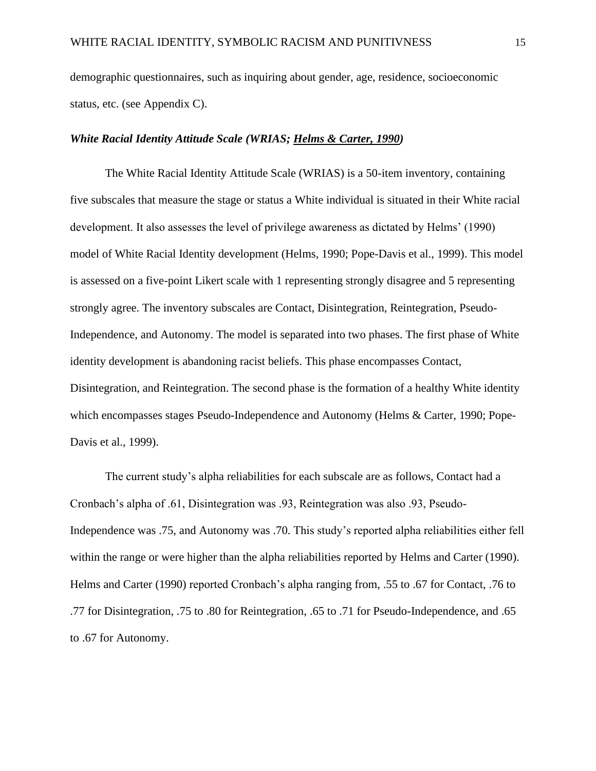demographic questionnaires, such as inquiring about gender, age, residence, socioeconomic status, etc. (see Appendix C).

***White Racial Identity Attitude Scale (WRIAS; Helms & Carter, 1990)***

The White Racial Identity Attitude Scale (WRIAS) is a 50-item inventory, containing five subscales that measure the stage or status a White individual is situated in their White racial development. It also assesses the level of privilege awareness as dictated by Helms' (1990) model of White Racial Identity development (Helms, 1990; Pope-Davis et al., 1999). This model is assessed on a five-point Likert scale with 1 representing strongly disagree and 5 representing strongly agree. The inventory subscales are Contact, Disintegration, Reintegration, Pseudo-Independence, and Autonomy. The model is separated into two phases. The first phase of White identity development is abandoning racist beliefs. This phase encompasses Contact, Disintegration, and Reintegration. The second phase is the formation of a healthy White identity which encompasses stages Pseudo-Independence and Autonomy (Helms & Carter, 1990; Pope-Davis et al., 1999).

The current study's alpha reliabilities for each subscale are as follows, Contact had a Cronbach's alpha of .61, Disintegration was .93, Reintegration was also .93, Pseudo-Independence was .75, and Autonomy was .70. This study's reported alpha reliabilities either fell within the range or were higher than the alpha reliabilities reported by Helms and Carter (1990). Helms and Carter (1990) reported Cronbach's alpha ranging from, .55 to .67 for Contact, .76 to .77 for Disintegration, .75 to .80 for Reintegration, .65 to .71 for Pseudo-Independence, and .65 to .67 for Autonomy.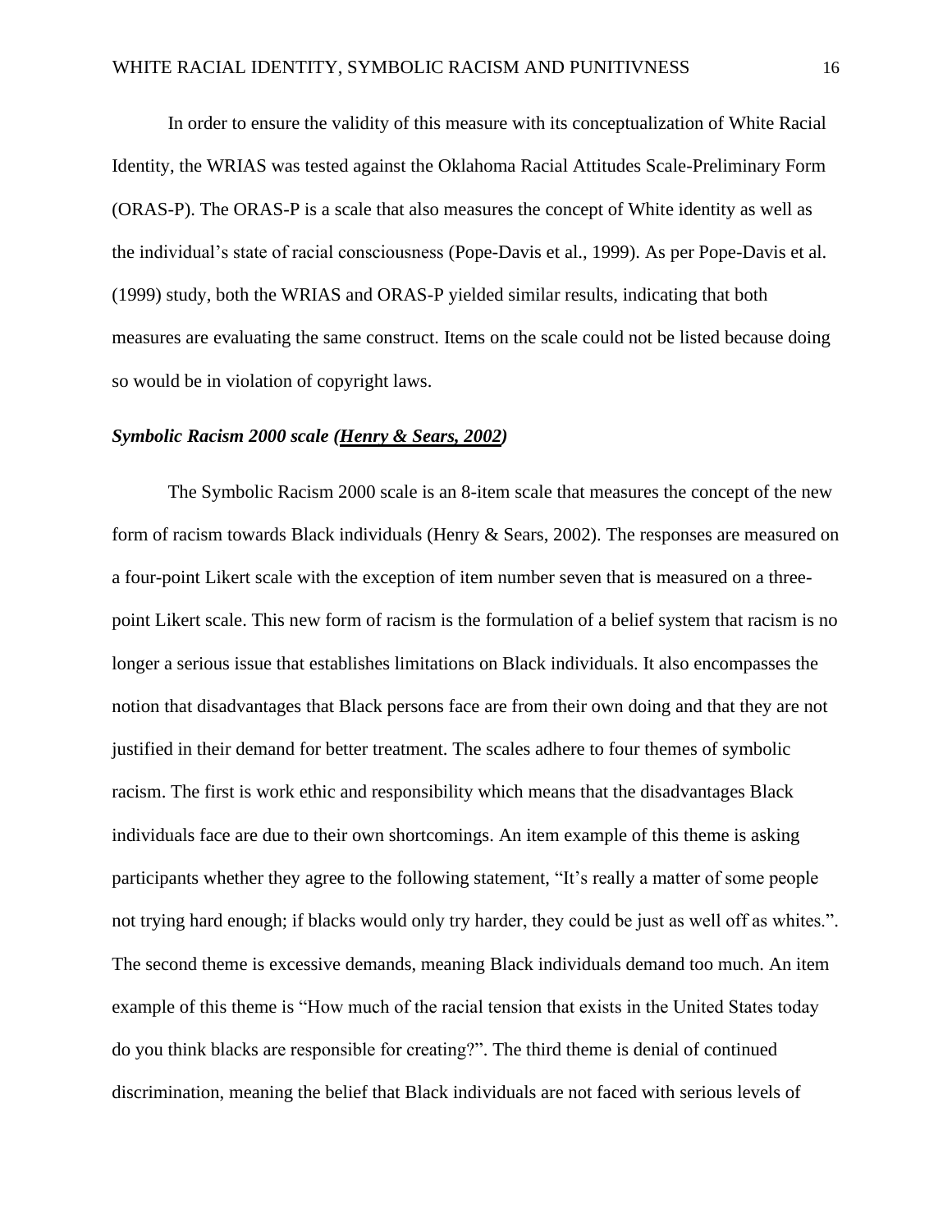In order to ensure the validity of this measure with its conceptualization of White Racial Identity, the WRIAS was tested against the Oklahoma Racial Attitudes Scale-Preliminary Form (ORAS-P). The ORAS-P is a scale that also measures the concept of White identity as well as the individual's state of racial consciousness (Pope-Davis et al., 1999). As per Pope-Davis et al. (1999) study, both the WRIAS and ORAS-P yielded similar results, indicating that both measures are evaluating the same construct. Items on the scale could not be listed because doing so would be in violation of copyright laws.

### ***Symbolic Racism 2000 scale (Henry & Sears, 2002)***

The Symbolic Racism 2000 scale is an 8-item scale that measures the concept of the new form of racism towards Black individuals (Henry & Sears, 2002). The responses are measured on a four-point Likert scale with the exception of item number seven that is measured on a three-point Likert scale. This new form of racism is the formulation of a belief system that racism is no longer a serious issue that establishes limitations on Black individuals. It also encompasses the notion that disadvantages that Black persons face are from their own doing and that they are not justified in their demand for better treatment. The scales adhere to four themes of symbolic racism. The first is work ethic and responsibility which means that the disadvantages Black individuals face are due to their own shortcomings. An item example of this theme is asking participants whether they agree to the following statement, "It's really a matter of some people not trying hard enough; if blacks would only try harder, they could be just as well off as whites.". The second theme is excessive demands, meaning Black individuals demand too much. An item example of this theme is "How much of the racial tension that exists in the United States today do you think blacks are responsible for creating?". The third theme is denial of continued discrimination, meaning the belief that Black individuals are not faced with serious levels of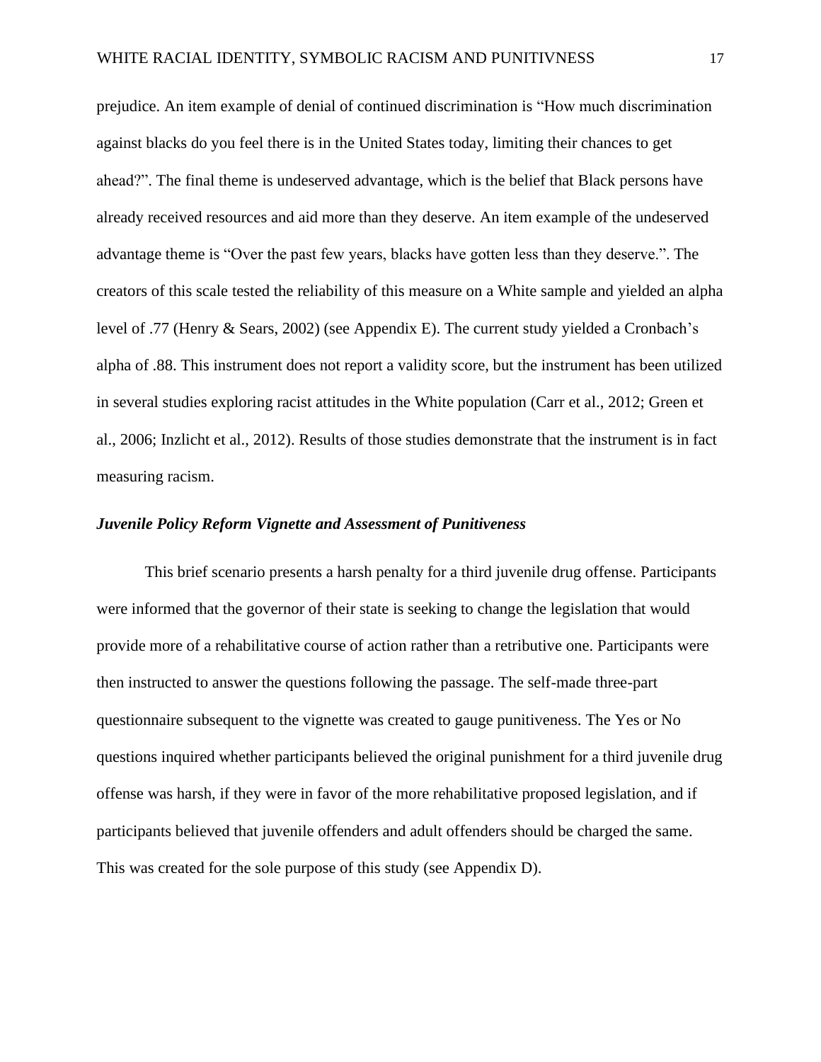prejudice. An item example of denial of continued discrimination is "How much discrimination against blacks do you feel there is in the United States today, limiting their chances to get ahead?". The final theme is undeserved advantage, which is the belief that Black persons have already received resources and aid more than they deserve. An item example of the undeserved advantage theme is "Over the past few years, blacks have gotten less than they deserve.". The creators of this scale tested the reliability of this measure on a White sample and yielded an alpha level of .77 (Henry & Sears, 2002) (see Appendix E). The current study yielded a Cronbach's alpha of .88. This instrument does not report a validity score, but the instrument has been utilized in several studies exploring racist attitudes in the White population (Carr et al., 2012; Green et al., 2006; Inzlicht et al., 2012). Results of those studies demonstrate that the instrument is in fact measuring racism.

### *Juvenile Policy Reform Vignette and Assessment of Punitiveness*

This brief scenario presents a harsh penalty for a third juvenile drug offense. Participants were informed that the governor of their state is seeking to change the legislation that would provide more of a rehabilitative course of action rather than a retributive one. Participants were then instructed to answer the questions following the passage. The self-made three-part questionnaire subsequent to the vignette was created to gauge punitiveness. The Yes or No questions inquired whether participants believed the original punishment for a third juvenile drug offense was harsh, if they were in favor of the more rehabilitative proposed legislation, and if participants believed that juvenile offenders and adult offenders should be charged the same. This was created for the sole purpose of this study (see Appendix D).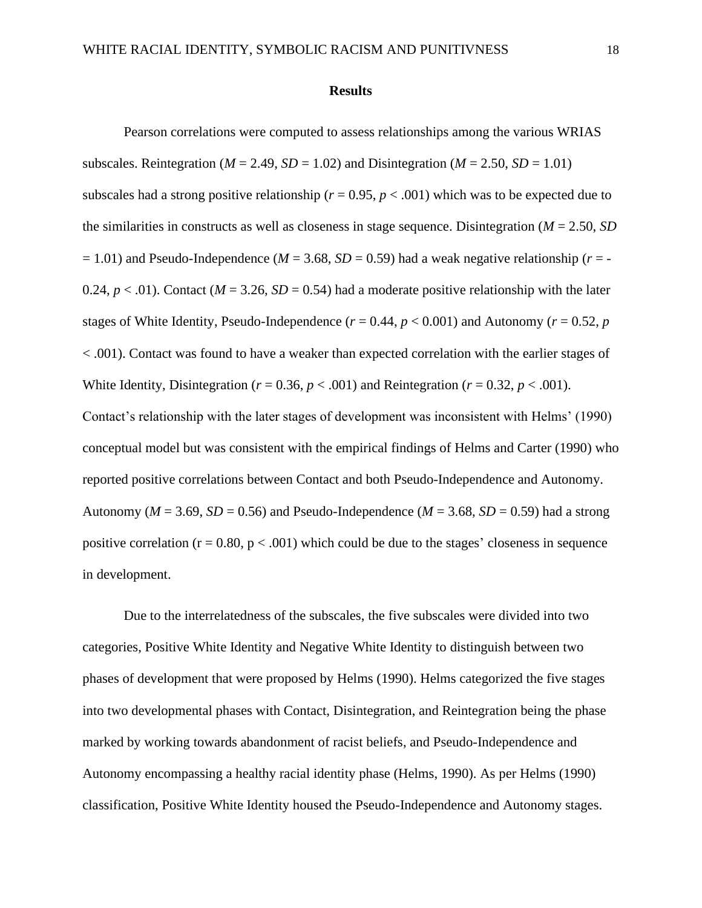## Results

Pearson correlations were computed to assess relationships among the various WRIAS subscales. Reintegration ($M = 2.49$, $SD = 1.02$) and Disintegration ($M = 2.50$, $SD = 1.01$) subscales had a strong positive relationship ($r = 0.95$, $p < .001$) which was to be expected due to the similarities in constructs as well as closeness in stage sequence. Disintegration ($M = 2.50$, $SD = 1.01$) and Pseudo-Independence ($M = 3.68$, $SD = 0.59$) had a weak negative relationship ($r = -0.24$, $p < .01$). Contact ($M = 3.26$, $SD = 0.54$) had a moderate positive relationship with the later stages of White Identity, Pseudo-Independence ($r = 0.44$, $p < 0.001$) and Autonomy ($r = 0.52$, $p < .001$). Contact was found to have a weaker than expected correlation with the earlier stages of White Identity, Disintegration ($r = 0.36$, $p < .001$) and Reintegration ($r = 0.32$, $p < .001$). Contact's relationship with the later stages of development was inconsistent with Helms' (1990) conceptual model but was consistent with the empirical findings of Helms and Carter (1990) who reported positive correlations between Contact and both Pseudo-Independence and Autonomy. Autonomy ($M = 3.69$, $SD = 0.56$) and Pseudo-Independence ($M = 3.68$, $SD = 0.59$) had a strong positive correlation ($r = 0.80$, $p < .001$) which could be due to the stages' closeness in sequence in development.

Due to the interrelatedness of the subscales, the five subscales were divided into two categories, Positive White Identity and Negative White Identity to distinguish between two phases of development that were proposed by Helms (1990). Helms categorized the five stages into two developmental phases with Contact, Disintegration, and Reintegration being the phase marked by working towards abandonment of racist beliefs, and Pseudo-Independence and Autonomy encompassing a healthy racial identity phase (Helms, 1990). As per Helms (1990) classification, Positive White Identity housed the Pseudo-Independence and Autonomy stages.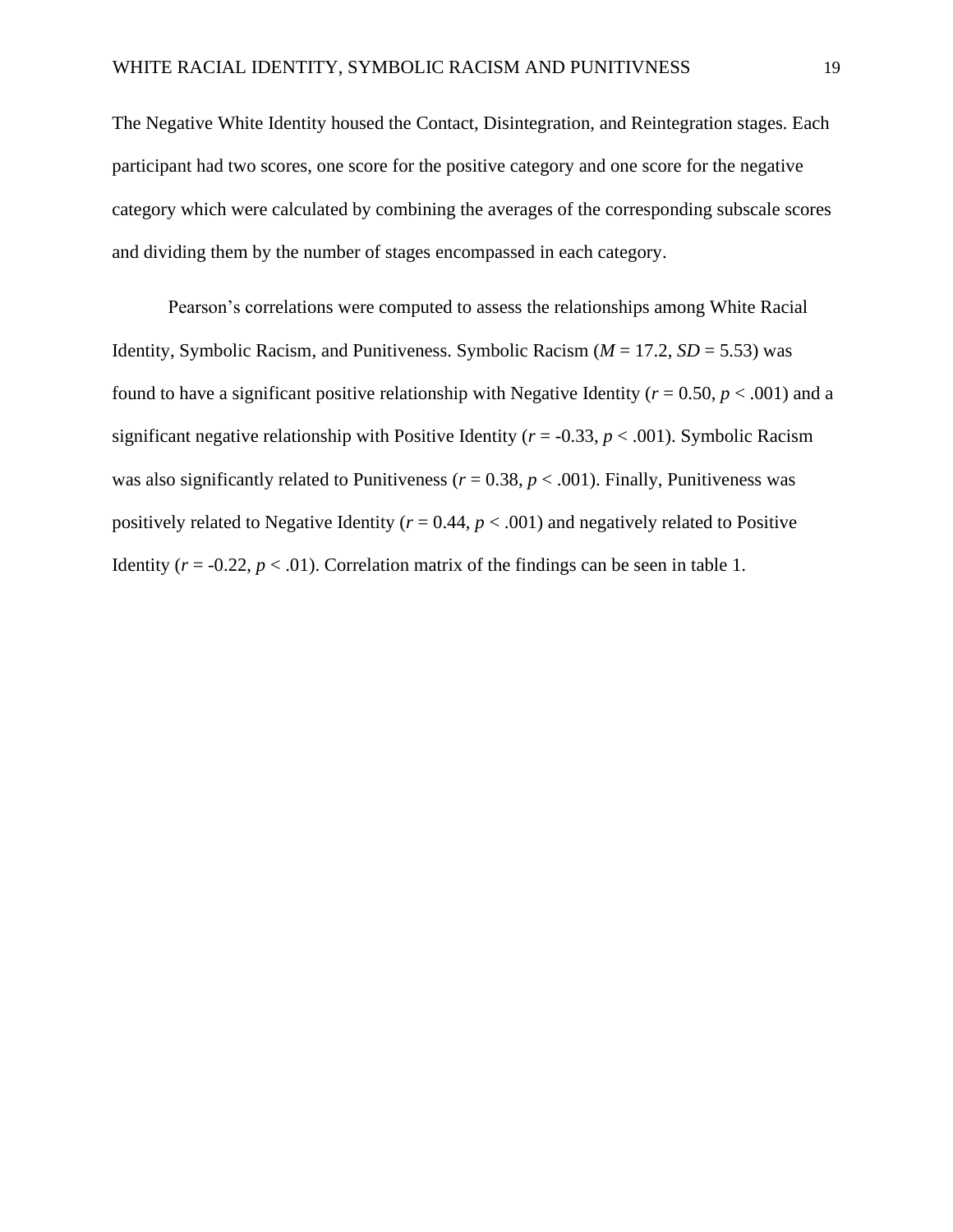The Negative White Identity housed the Contact, Disintegration, and Reintegration stages. Each participant had two scores, one score for the positive category and one score for the negative category which were calculated by combining the averages of the corresponding subscale scores and dividing them by the number of stages encompassed in each category.

Pearson's correlations were computed to assess the relationships among White Racial Identity, Symbolic Racism, and Punitiveness. Symbolic Racism ($M$ = 17.2, $SD$ = 5.53) was found to have a significant positive relationship with Negative Identity ($r = 0.50$, $p < .001$) and a significant negative relationship with Positive Identity ($r = -0.33$, $p < .001$). Symbolic Racism was also significantly related to Punitiveness ($r = 0.38$, $p < .001$). Finally, Punitiveness was positively related to Negative Identity ($r = 0.44$, $p < .001$) and negatively related to Positive Identity ($r = -0.22$, $p < .01$). Correlation matrix of the findings can be seen in table 1.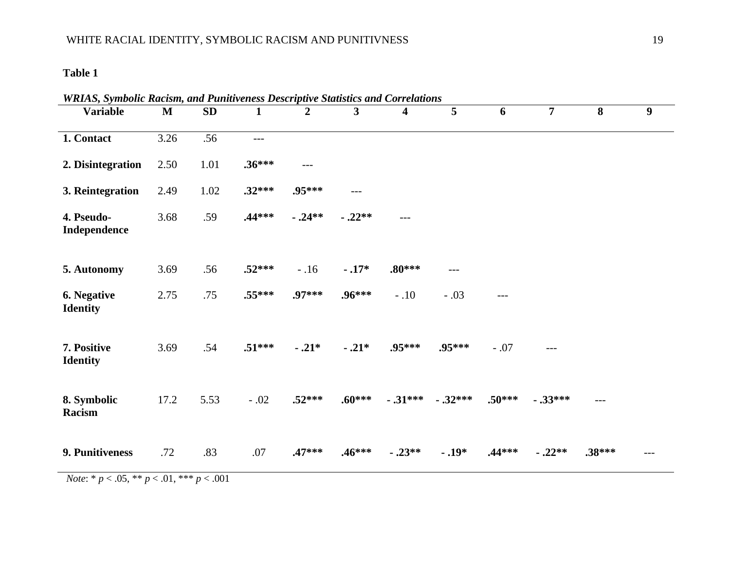**Table 1**

***WRIAS, Symbolic Racism, and Punitiveness Descriptive Statistics and Correlations***

| Variable | M | SD | 1 | 2 | 3 | 4 | 5 | 6 | 7 | 8 | 9 |
|---|---|---|---|---|---|---|---|---|---|---|---|
| **1. Contact** | 3.26 | .56 | --- | | | | | | | | |
| **2. Disintegration** | 2.50 | 1.01 | **.36\*\*\*** | --- | | | | | | | |
| **3. Reintegration** | 2.49 | 1.02 | **.32\*\*\*** | **.95\*\*\*** | --- | | | | | | |
| **4. Pseudo-Independence** | 3.68 | .59 | **.44\*\*\*** | **- .24\*\*** | **- .22\*\*** | --- | | | | | |
| **5. Autonomy** | 3.69 | .56 | **.52\*\*\*** | - .16 | **- .17\*** | **.80\*\*\*** | --- | | | | |
| **6. Negative Identity** | 2.75 | .75 | **.55\*\*\*** | **.97\*\*\*** | **.96\*\*\*** | - .10 | - .03 | --- | | | |
| **7. Positive Identity** | 3.69 | .54 | **.51\*\*\*** | **- .21\*** | **- .21\*** | **.95\*\*\*** | **.95\*\*\*** | - .07 | --- | | |
| **8. Symbolic Racism** | 17.2 | 5.53 | - .02 | **.52\*\*\*** | **.60\*\*\*** | **- .31\*\*\*** | **- .32\*\*\*** | **.50\*\*\*** | **- .33\*\*\*** | --- | |
| **9. Punitiveness** | .72 | .83 | .07 | **.47\*\*\*** | **.46\*\*\*** | **- .23\*\*** | **- .19\*** | **.44\*\*\*** | **- .22\*\*** | **.38\*\*\*** | --- |

*Note*: * $p < .05$, ** $p < .01$, *** $p < .001$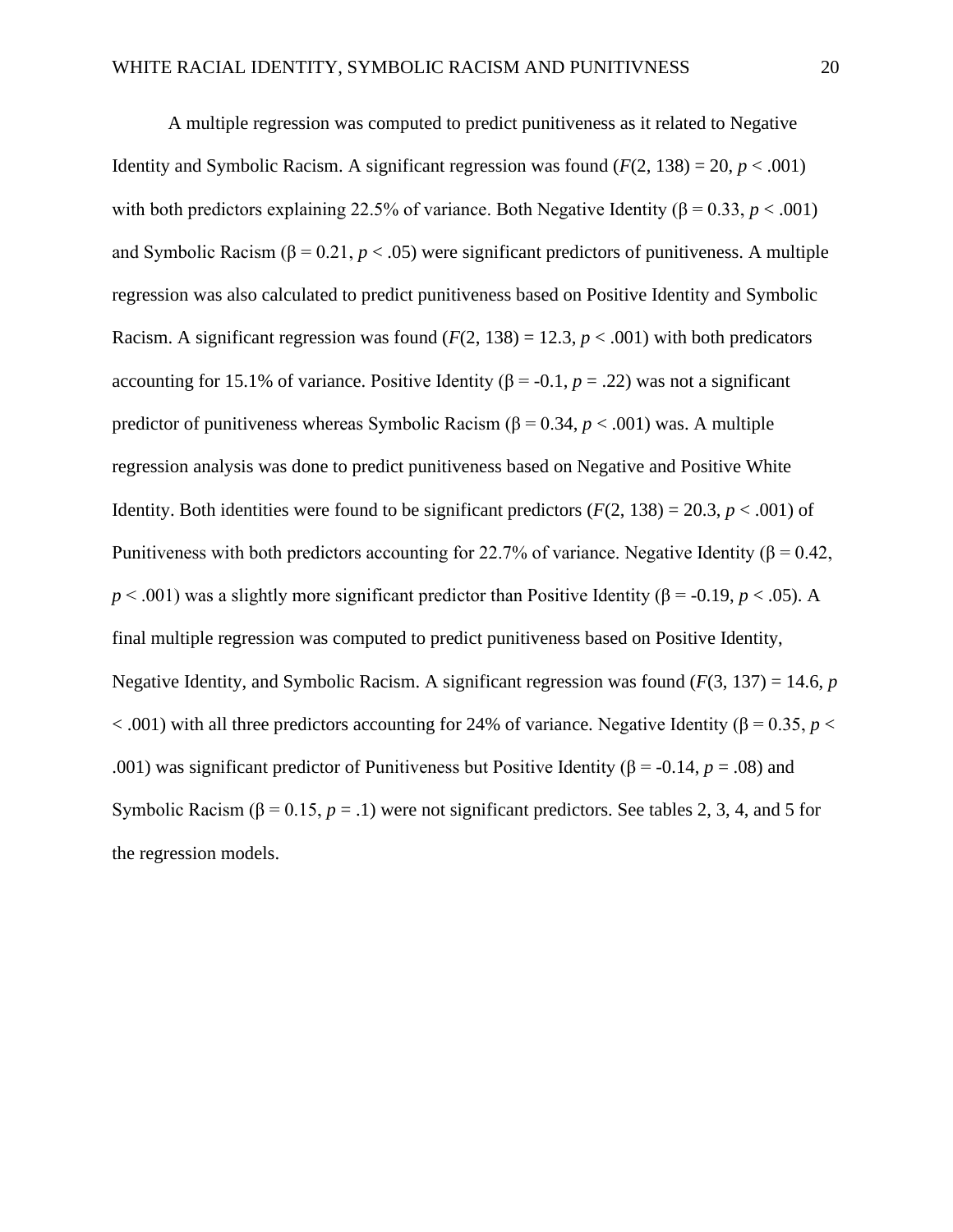A multiple regression was computed to predict punitiveness as it related to Negative Identity and Symbolic Racism. A significant regression was found ($F(2, 138) = 20$, $p < .001$) with both predictors explaining 22.5% of variance. Both Negative Identity ($\beta = 0.33$, $p < .001$) and Symbolic Racism ($\beta = 0.21$, $p < .05$) were significant predictors of punitiveness. A multiple regression was also calculated to predict punitiveness based on Positive Identity and Symbolic Racism. A significant regression was found ($F(2, 138) = 12.3$, $p < .001$) with both predicators accounting for 15.1% of variance. Positive Identity ($\beta = -0.1$, $p = .22$) was not a significant predictor of punitiveness whereas Symbolic Racism ($\beta = 0.34$, $p < .001$) was. A multiple regression analysis was done to predict punitiveness based on Negative and Positive White Identity. Both identities were found to be significant predictors ($F(2, 138) = 20.3$, $p < .001$) of Punitiveness with both predictors accounting for 22.7% of variance. Negative Identity ($\beta = 0.42$, $p < .001$) was a slightly more significant predictor than Positive Identity ($\beta = -0.19$, $p < .05$). A final multiple regression was computed to predict punitiveness based on Positive Identity, Negative Identity, and Symbolic Racism. A significant regression was found ($F(3, 137) = 14.6$, $p < .001$) with all three predictors accounting for 24% of variance. Negative Identity ($\beta = 0.35$, $p < .001$) was significant predictor of Punitiveness but Positive Identity ($\beta = -0.14$, $p = .08$) and Symbolic Racism ($\beta = 0.15$, $p = .1$) were not significant predictors. See tables 2, 3, 4, and 5 for the regression models.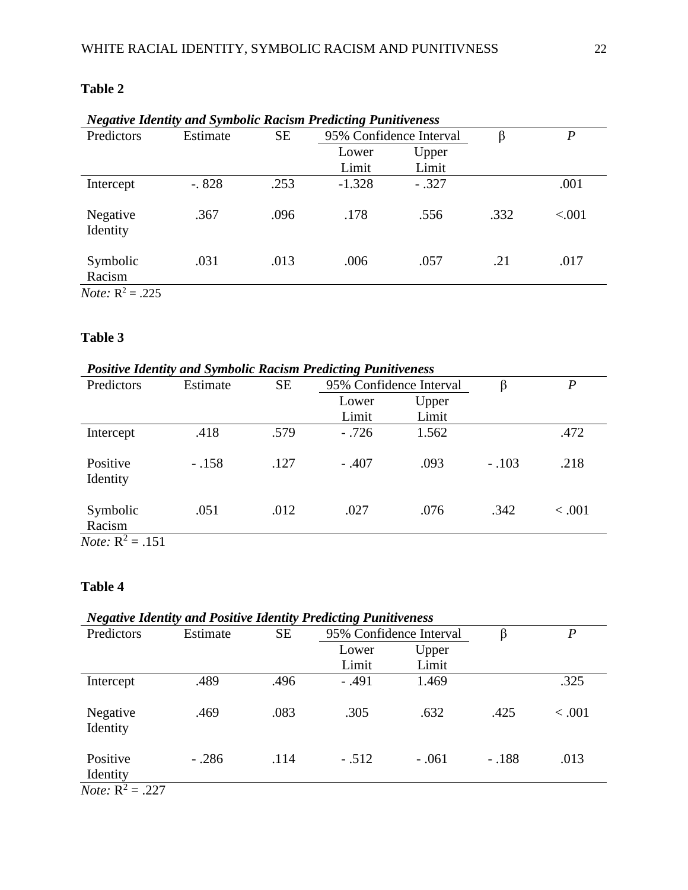**Table 2**

***Negative Identity and Symbolic Racism Predicting Punitiveness***

| Predictors | Estimate | SE | 95% Confidence Interval | | β | *P* |
|---|---|---|---|---|---|---|
| | | | Lower Limit | Upper Limit | | |
| Intercept | -. 828 | .253 | -1.328 | - .327 | | .001 |
| Negative Identity | .367 | .096 | .178 | .556 | .332 | <.001 |
| Symbolic Racism | .031 | .013 | .006 | .057 | .21 | .017 |

*Note:* $R^2$ = .225

**Table 3**

***Positive Identity and Symbolic Racism Predicting Punitiveness***

| Predictors | Estimate | SE | 95% Confidence Interval | | β | *P* |
|---|---|---|---|---|---|---|
| | | | Lower Limit | Upper Limit | | |
| Intercept | .418 | .579 | - .726 | 1.562 | | .472 |
| Positive Identity | - .158 | .127 | - .407 | .093 | - .103 | .218 |
| Symbolic Racism | .051 | .012 | .027 | .076 | .342 | < .001 |

*Note:* $R^2$ = .151

**Table 4**

***Negative Identity and Positive Identity Predicting Punitiveness***

| Predictors | Estimate | SE | 95% Confidence Interval | | β | *P* |
|---|---|---|---|---|---|---|
| | | | Lower Limit | Upper Limit | | |
| Intercept | .489 | .496 | - .491 | 1.469 | | .325 |
| Negative Identity | .469 | .083 | .305 | .632 | .425 | < .001 |
| Positive Identity | - .286 | .114 | - .512 | - .061 | - .188 | .013 |

*Note:* $R^2$ = .227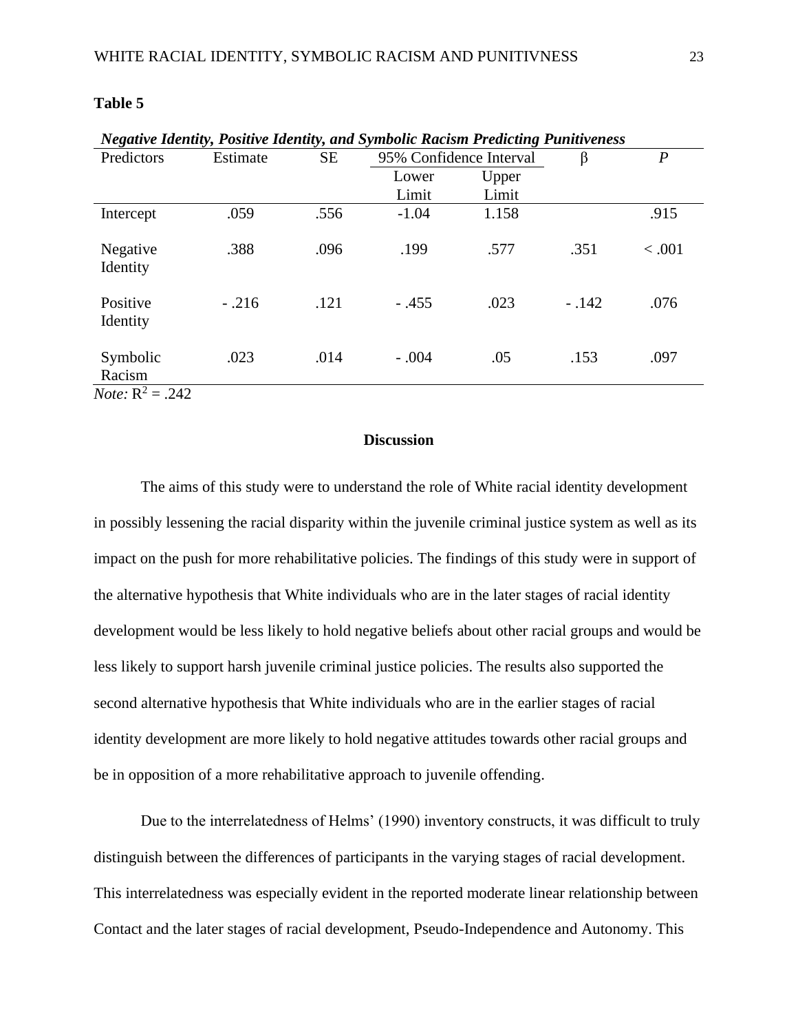**Table 5**

***Negative Identity, Positive Identity, and Symbolic Racism Predicting Punitiveness***

| Predictors | Estimate | SE | 95% Confidence Interval | | β | *P* |
|---|---|---|---|---|---|---|
| | | | Lower Limit | Upper Limit | | |
| Intercept | .059 | .556 | -1.04 | 1.158 | | .915 |
| Negative Identity | .388 | .096 | .199 | .577 | .351 | < .001 |
| Positive Identity | - .216 | .121 | - .455 | .023 | - .142 | .076 |
| Symbolic Racism | .023 | .014 | - .004 | .05 | .153 | .097 |

*Note:* $R^2$ = .242

## Discussion

The aims of this study were to understand the role of White racial identity development in possibly lessening the racial disparity within the juvenile criminal justice system as well as its impact on the push for more rehabilitative policies. The findings of this study were in support of the alternative hypothesis that White individuals who are in the later stages of racial identity development would be less likely to hold negative beliefs about other racial groups and would be less likely to support harsh juvenile criminal justice policies. The results also supported the second alternative hypothesis that White individuals who are in the earlier stages of racial identity development are more likely to hold negative attitudes towards other racial groups and be in opposition of a more rehabilitative approach to juvenile offending.

Due to the interrelatedness of Helms' (1990) inventory constructs, it was difficult to truly distinguish between the differences of participants in the varying stages of racial development. This interrelatedness was especially evident in the reported moderate linear relationship between Contact and the later stages of racial development, Pseudo-Independence and Autonomy. This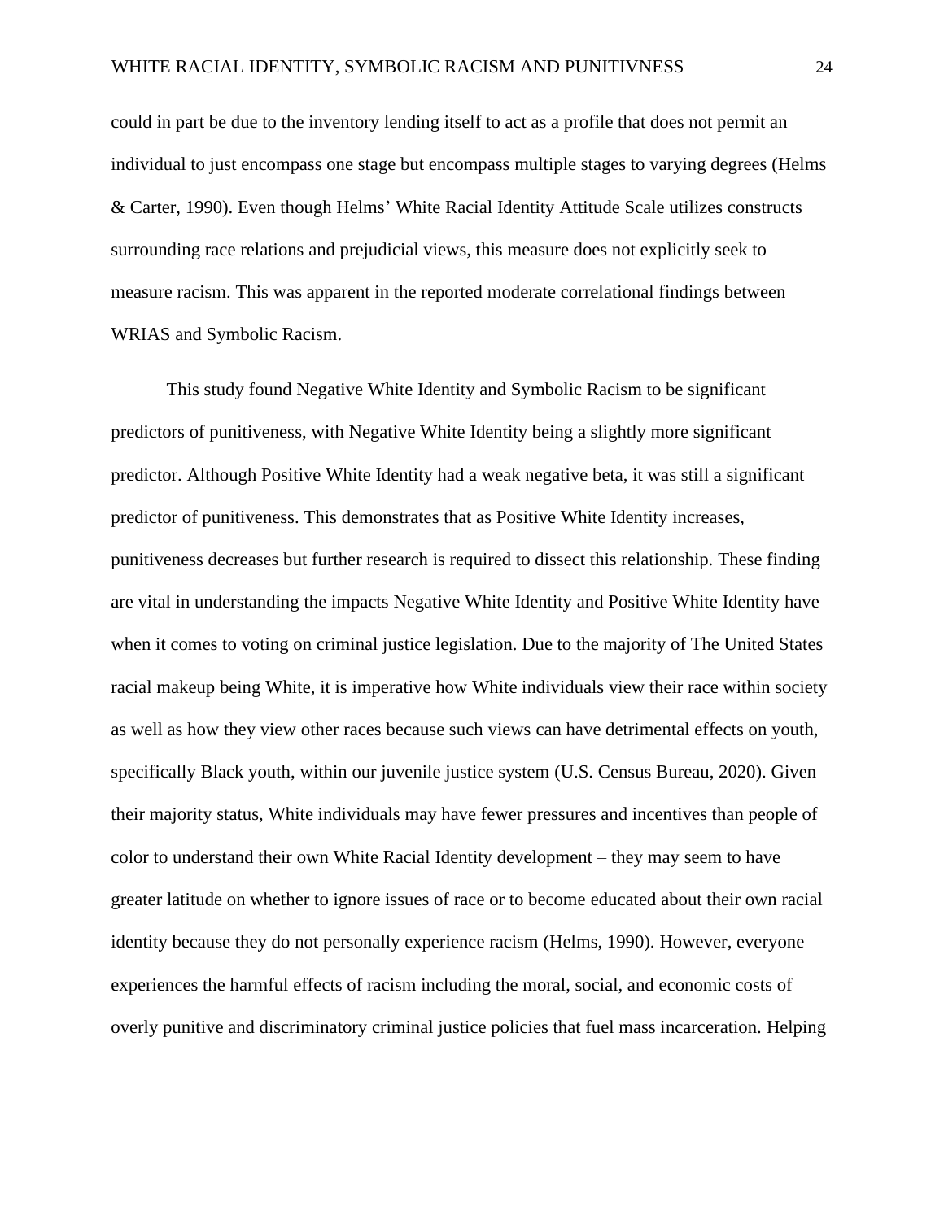could in part be due to the inventory lending itself to act as a profile that does not permit an individual to just encompass one stage but encompass multiple stages to varying degrees (Helms & Carter, 1990). Even though Helms' White Racial Identity Attitude Scale utilizes constructs surrounding race relations and prejudicial views, this measure does not explicitly seek to measure racism. This was apparent in the reported moderate correlational findings between WRIAS and Symbolic Racism.

This study found Negative White Identity and Symbolic Racism to be significant predictors of punitiveness, with Negative White Identity being a slightly more significant predictor. Although Positive White Identity had a weak negative beta, it was still a significant predictor of punitiveness. This demonstrates that as Positive White Identity increases, punitiveness decreases but further research is required to dissect this relationship. These finding are vital in understanding the impacts Negative White Identity and Positive White Identity have when it comes to voting on criminal justice legislation. Due to the majority of The United States racial makeup being White, it is imperative how White individuals view their race within society as well as how they view other races because such views can have detrimental effects on youth, specifically Black youth, within our juvenile justice system (U.S. Census Bureau, 2020). Given their majority status, White individuals may have fewer pressures and incentives than people of color to understand their own White Racial Identity development – they may seem to have greater latitude on whether to ignore issues of race or to become educated about their own racial identity because they do not personally experience racism (Helms, 1990). However, everyone experiences the harmful effects of racism including the moral, social, and economic costs of overly punitive and discriminatory criminal justice policies that fuel mass incarceration. Helping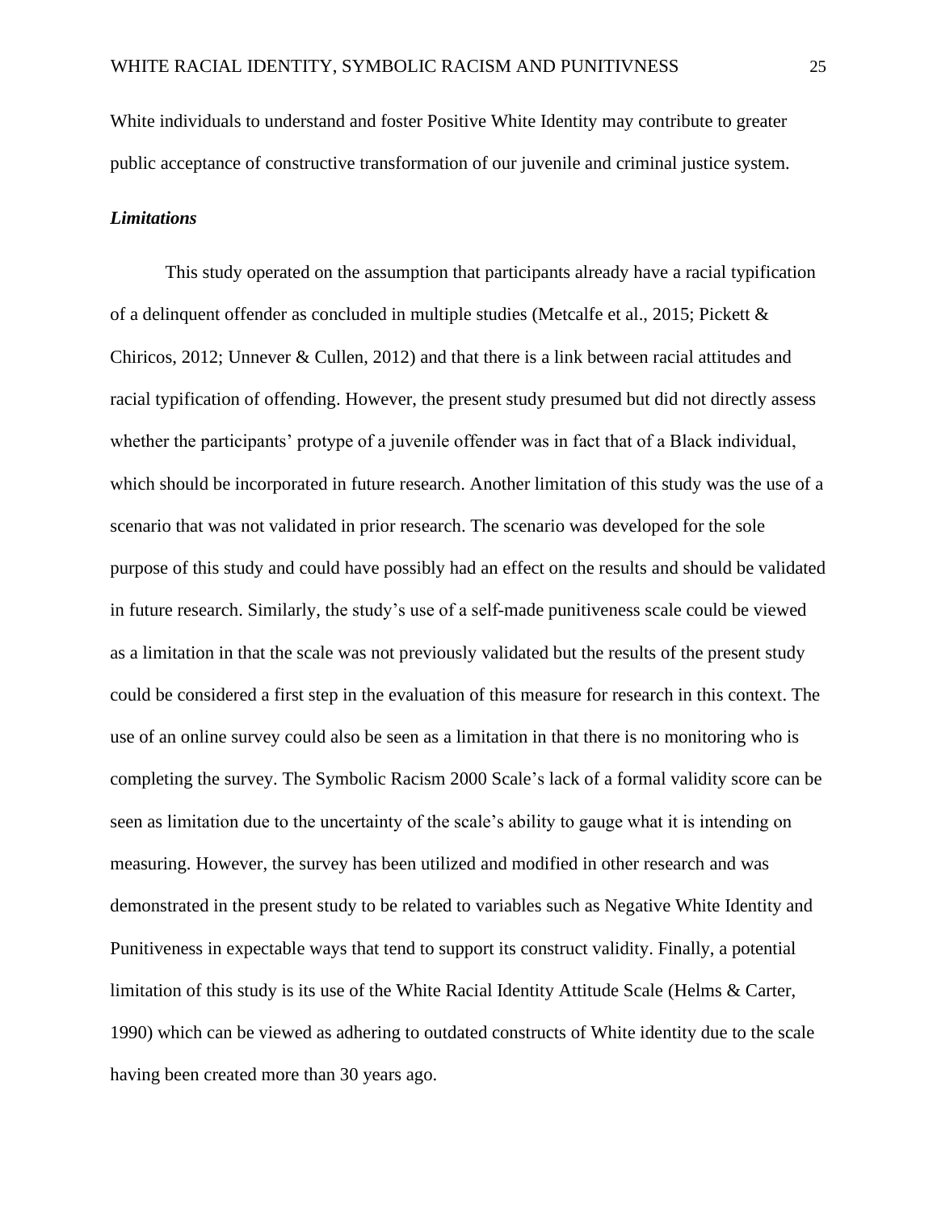White individuals to understand and foster Positive White Identity may contribute to greater public acceptance of constructive transformation of our juvenile and criminal justice system.

### ***Limitations***

This study operated on the assumption that participants already have a racial typification of a delinquent offender as concluded in multiple studies (Metcalfe et al., 2015; Pickett & Chiricos, 2012; Unnever & Cullen, 2012) and that there is a link between racial attitudes and racial typification of offending. However, the present study presumed but did not directly assess whether the participants' protype of a juvenile offender was in fact that of a Black individual, which should be incorporated in future research. Another limitation of this study was the use of a scenario that was not validated in prior research. The scenario was developed for the sole purpose of this study and could have possibly had an effect on the results and should be validated in future research. Similarly, the study's use of a self-made punitiveness scale could be viewed as a limitation in that the scale was not previously validated but the results of the present study could be considered a first step in the evaluation of this measure for research in this context. The use of an online survey could also be seen as a limitation in that there is no monitoring who is completing the survey. The Symbolic Racism 2000 Scale's lack of a formal validity score can be seen as limitation due to the uncertainty of the scale's ability to gauge what it is intending on measuring. However, the survey has been utilized and modified in other research and was demonstrated in the present study to be related to variables such as Negative White Identity and Punitiveness in expectable ways that tend to support its construct validity. Finally, a potential limitation of this study is its use of the White Racial Identity Attitude Scale (Helms & Carter, 1990) which can be viewed as adhering to outdated constructs of White identity due to the scale having been created more than 30 years ago.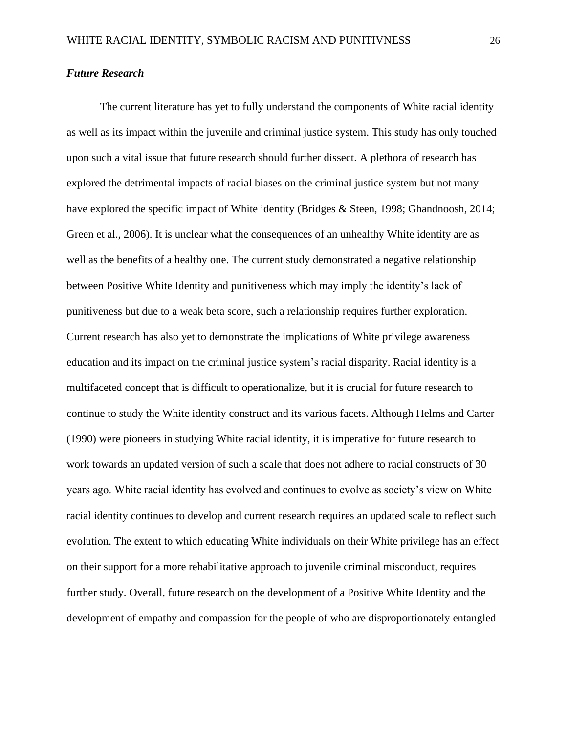### *Future Research*

The current literature has yet to fully understand the components of White racial identity as well as its impact within the juvenile and criminal justice system. This study has only touched upon such a vital issue that future research should further dissect. A plethora of research has explored the detrimental impacts of racial biases on the criminal justice system but not many have explored the specific impact of White identity (Bridges & Steen, 1998; Ghandnoosh, 2014; Green et al., 2006). It is unclear what the consequences of an unhealthy White identity are as well as the benefits of a healthy one. The current study demonstrated a negative relationship between Positive White Identity and punitiveness which may imply the identity's lack of punitiveness but due to a weak beta score, such a relationship requires further exploration. Current research has also yet to demonstrate the implications of White privilege awareness education and its impact on the criminal justice system's racial disparity. Racial identity is a multifaceted concept that is difficult to operationalize, but it is crucial for future research to continue to study the White identity construct and its various facets. Although Helms and Carter (1990) were pioneers in studying White racial identity, it is imperative for future research to work towards an updated version of such a scale that does not adhere to racial constructs of 30 years ago. White racial identity has evolved and continues to evolve as society's view on White racial identity continues to develop and current research requires an updated scale to reflect such evolution. The extent to which educating White individuals on their White privilege has an effect on their support for a more rehabilitative approach to juvenile criminal misconduct, requires further study. Overall, future research on the development of a Positive White Identity and the development of empathy and compassion for the people of who are disproportionately entangled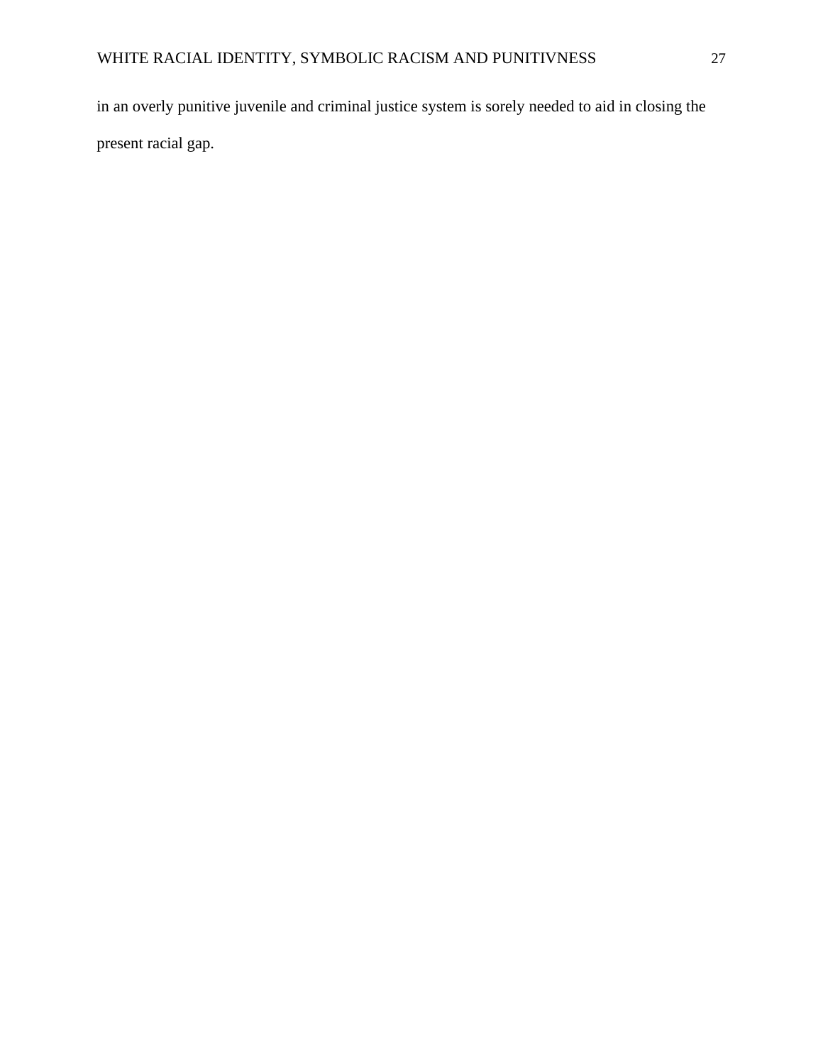in an overly punitive juvenile and criminal justice system is sorely needed to aid in closing the present racial gap.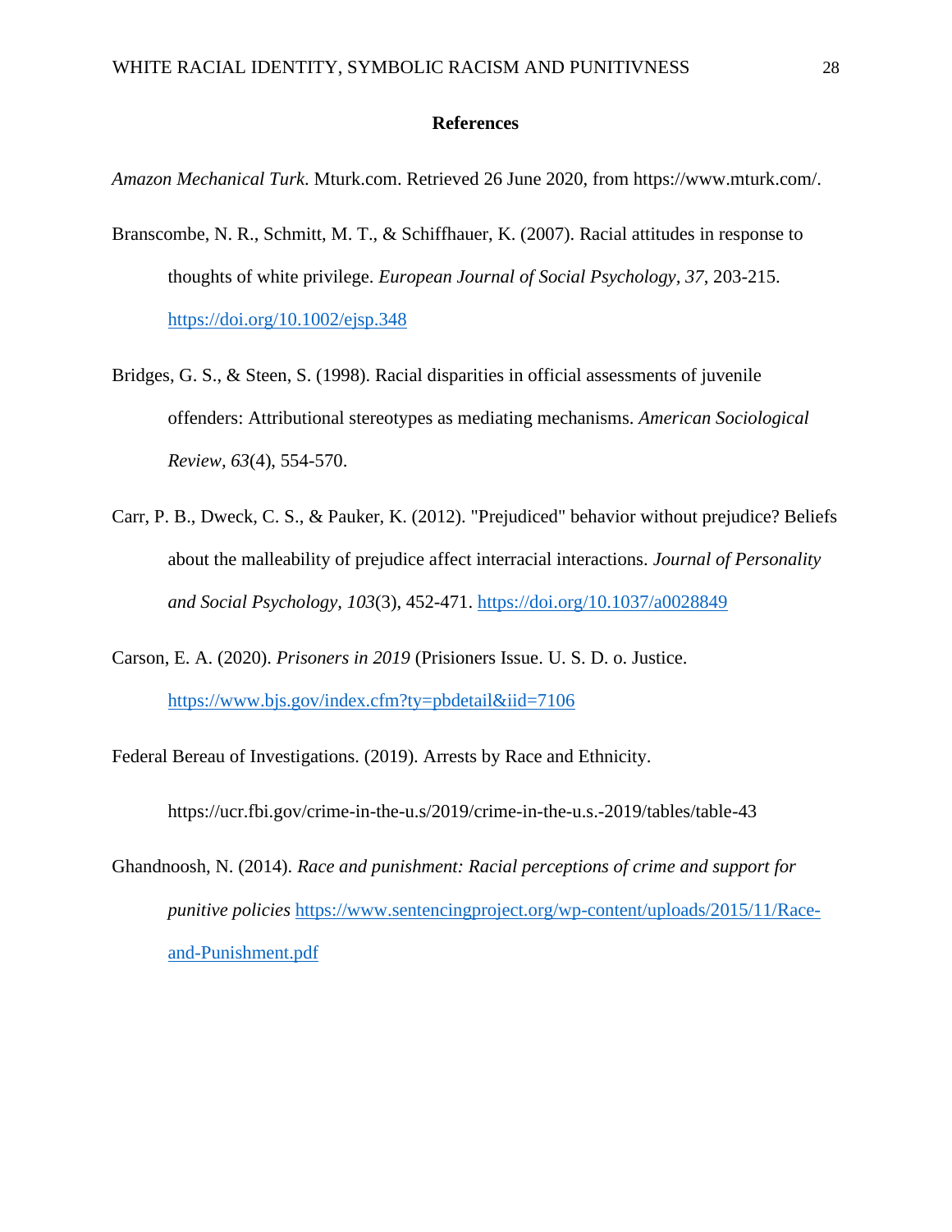# References

*Amazon Mechanical Turk*. Mturk.com. Retrieved 26 June 2020, from https://www.mturk.com/.

Branscombe, N. R., Schmitt, M. T., & Schiffhauer, K. (2007). Racial attitudes in response to thoughts of white privilege. *European Journal of Social Psychology*, *37*, 203-215. https://doi.org/10.1002/ejsp.348

Bridges, G. S., & Steen, S. (1998). Racial disparities in official assessments of juvenile offenders: Attributional stereotypes as mediating mechanisms. *American Sociological Review, 63*(4), 554-570.

Carr, P. B., Dweck, C. S., & Pauker, K. (2012). "Prejudiced" behavior without prejudice? Beliefs about the malleability of prejudice affect interracial interactions. *Journal of Personality and Social Psychology*, *103*(3), 452-471. https://doi.org/10.1037/a0028849

Carson, E. A. (2020). *Prisoners in 2019* (Prisioners Issue. U. S. D. o. Justice. https://www.bjs.gov/index.cfm?ty=pbdetail&iid=7106

Federal Bereau of Investigations. (2019). Arrests by Race and Ethnicity.

https://ucr.fbi.gov/crime-in-the-u.s/2019/crime-in-the-u.s.-2019/tables/table-43

Ghandnoosh, N. (2014). *Race and punishment: Racial perceptions of crime and support for punitive policies* https://www.sentencingproject.org/wp-content/uploads/2015/11/Race-and-Punishment.pdf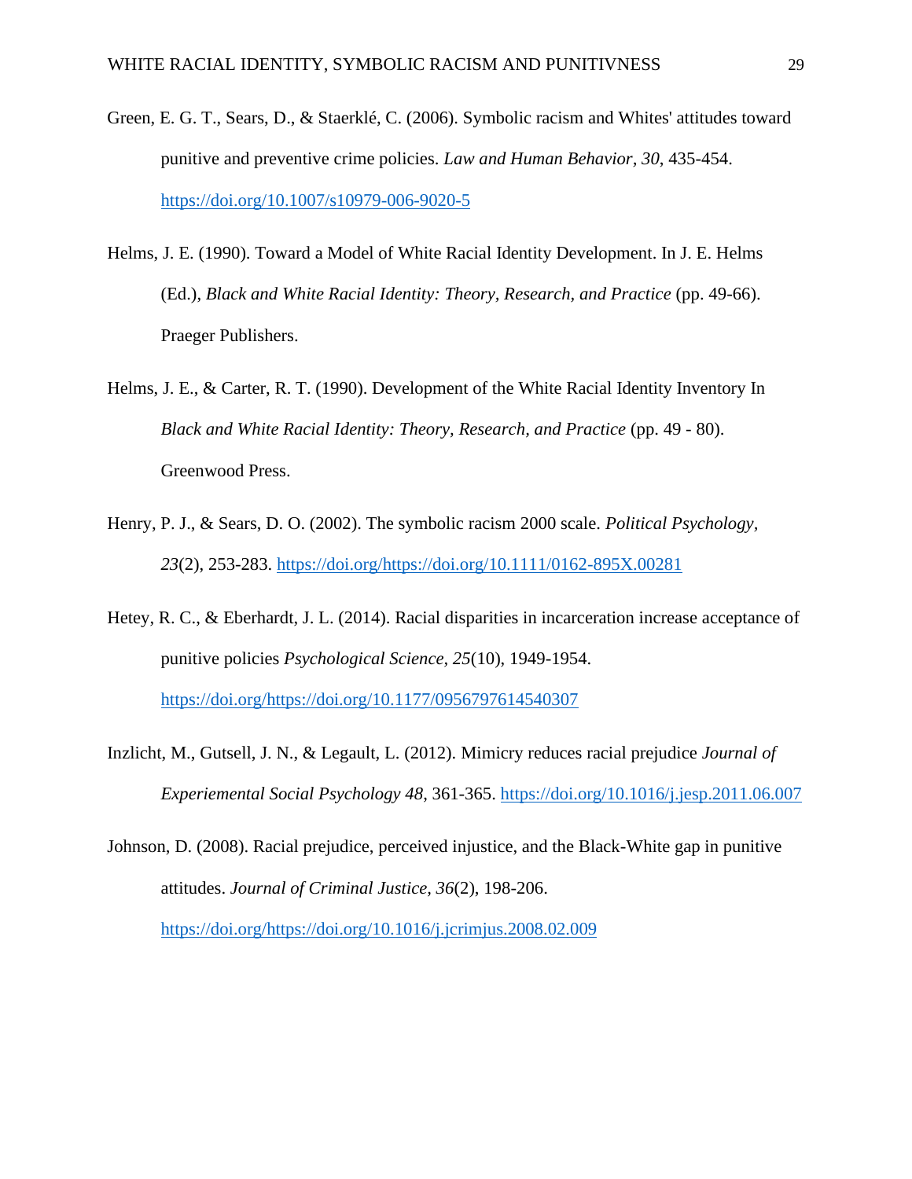Green, E. G. T., Sears, D., & Staerklé, C. (2006). Symbolic racism and Whites' attitudes toward punitive and preventive crime policies. *Law and Human Behavior, 30*, 435-454. https://doi.org/10.1007/s10979-006-9020-5

Helms, J. E. (1990). Toward a Model of White Racial Identity Development. In J. E. Helms (Ed.), *Black and White Racial Identity: Theory, Research, and Practice* (pp. 49-66). Praeger Publishers.

Helms, J. E., & Carter, R. T. (1990). Development of the White Racial Identity Inventory In *Black and White Racial Identity: Theory, Research, and Practice* (pp. 49 - 80). Greenwood Press.

Henry, P. J., & Sears, D. O. (2002). The symbolic racism 2000 scale. *Political Psychology, 23*(2), 253-283. https://doi.org/https://doi.org/10.1111/0162-895X.00281

Hetey, R. C., & Eberhardt, J. L. (2014). Racial disparities in incarceration increase acceptance of punitive policies *Psychological Science, 25*(10), 1949-1954. https://doi.org/https://doi.org/10.1177/0956797614540307

Inzlicht, M., Gutsell, J. N., & Legault, L. (2012). Mimicry reduces racial prejudice *Journal of Experiemental Social Psychology 48*, 361-365. https://doi.org/10.1016/j.jesp.2011.06.007

Johnson, D. (2008). Racial prejudice, perceived injustice, and the Black-White gap in punitive attitudes. *Journal of Criminal Justice, 36*(2), 198-206. https://doi.org/https://doi.org/10.1016/j.jcrimjus.2008.02.009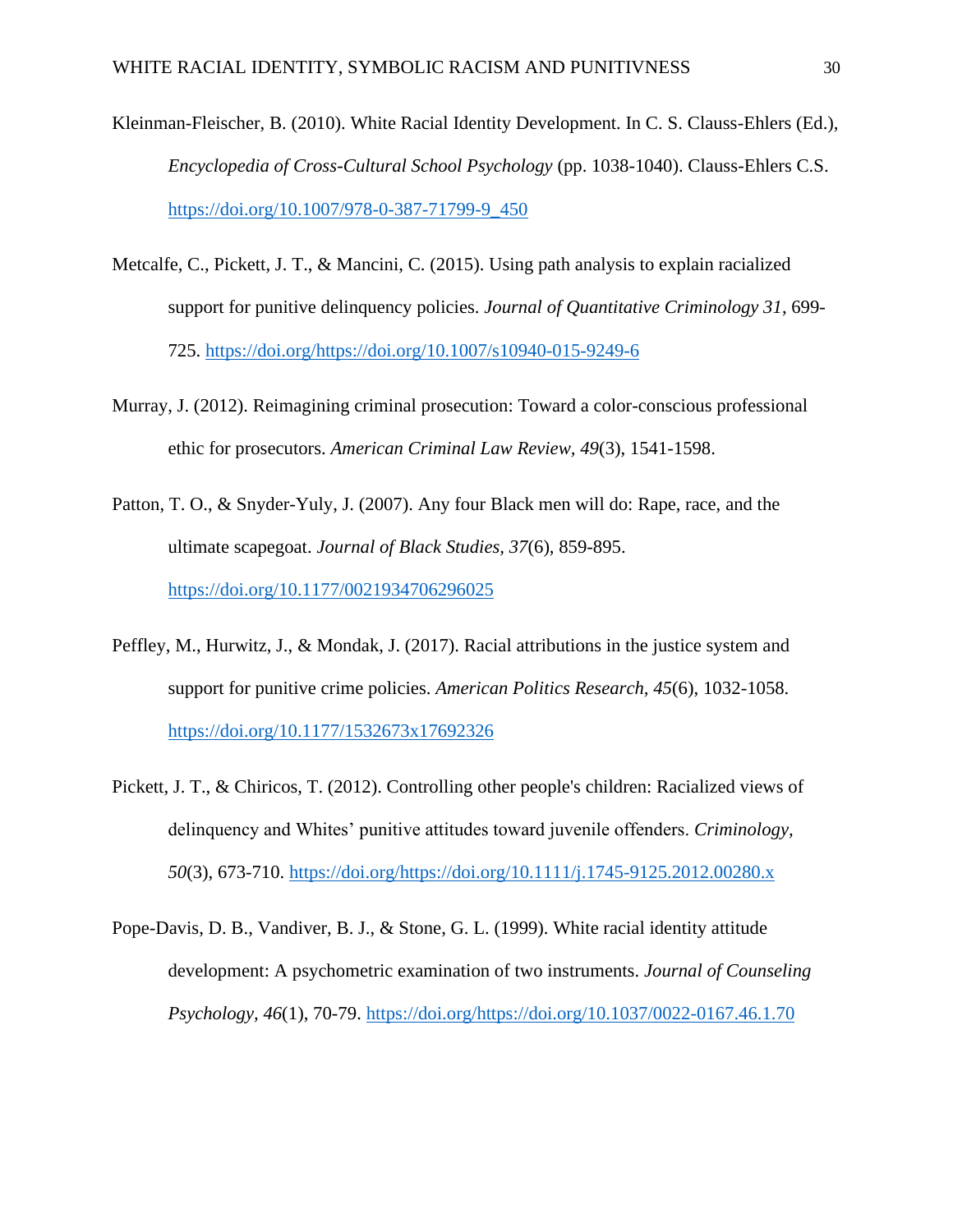Kleinman-Fleischer, B. (2010). White Racial Identity Development. In C. S. Clauss-Ehlers (Ed.), *Encyclopedia of Cross-Cultural School Psychology* (pp. 1038-1040). Clauss-Ehlers C.S. https://doi.org/10.1007/978-0-387-71799-9_450

Metcalfe, C., Pickett, J. T., & Mancini, C. (2015). Using path analysis to explain racialized support for punitive delinquency policies. *Journal of Quantitative Criminology 31*, 699-725. https://doi.org/https://doi.org/10.1007/s10940-015-9249-6

Murray, J. (2012). Reimagining criminal prosecution: Toward a color-conscious professional ethic for prosecutors. *American Criminal Law Review, 49*(3), 1541-1598.

Patton, T. O., & Snyder-Yuly, J. (2007). Any four Black men will do: Rape, race, and the ultimate scapegoat. *Journal of Black Studies, 37*(6), 859-895. https://doi.org/10.1177/0021934706296025

Peffley, M., Hurwitz, J., & Mondak, J. (2017). Racial attributions in the justice system and support for punitive crime policies. *American Politics Research, 45*(6), 1032-1058. https://doi.org/10.1177/1532673x17692326

Pickett, J. T., & Chiricos, T. (2012). Controlling other people's children: Racialized views of delinquency and Whites' punitive attitudes toward juvenile offenders. *Criminology, 50*(3), 673-710. https://doi.org/https://doi.org/10.1111/j.1745-9125.2012.00280.x

Pope-Davis, D. B., Vandiver, B. J., & Stone, G. L. (1999). White racial identity attitude development: A psychometric examination of two instruments. *Journal of Counseling Psychology, 46*(1), 70-79. https://doi.org/https://doi.org/10.1037/0022-0167.46.1.70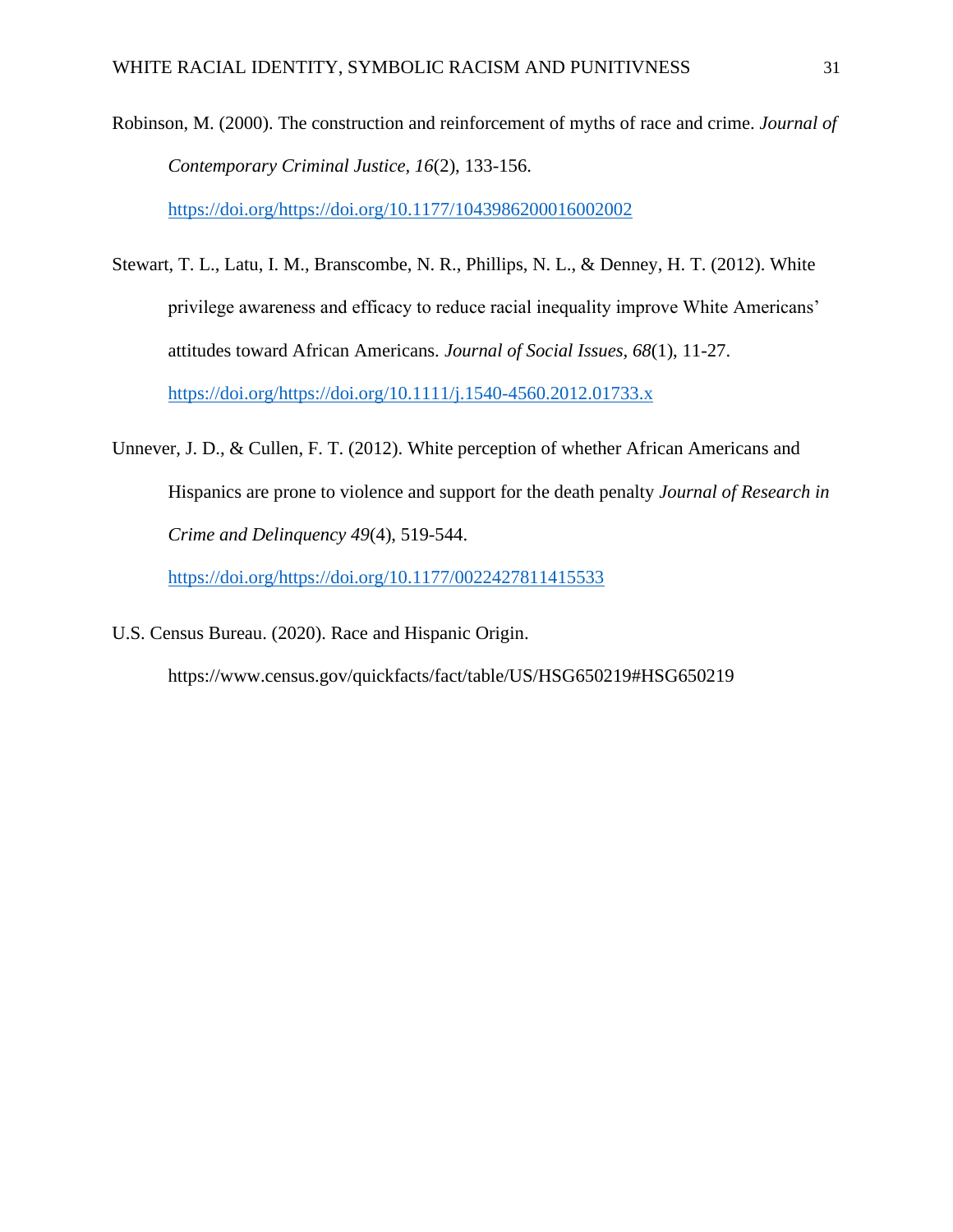Robinson, M. (2000). The construction and reinforcement of myths of race and crime. *Journal of Contemporary Criminal Justice, 16*(2), 133-156. https://doi.org/https://doi.org/10.1177/1043986200016002002

Stewart, T. L., Latu, I. M., Branscombe, N. R., Phillips, N. L., & Denney, H. T. (2012). White privilege awareness and efficacy to reduce racial inequality improve White Americans' attitudes toward African Americans. *Journal of Social Issues, 68*(1), 11-27. https://doi.org/https://doi.org/10.1111/j.1540-4560.2012.01733.x

Unnever, J. D., & Cullen, F. T. (2012). White perception of whether African Americans and Hispanics are prone to violence and support for the death penalty *Journal of Research in Crime and Delinquency 49*(4), 519-544. https://doi.org/https://doi.org/10.1177/0022427811415533

U.S. Census Bureau. (2020). Race and Hispanic Origin. https://www.census.gov/quickfacts/fact/table/US/HSG650219#HSG650219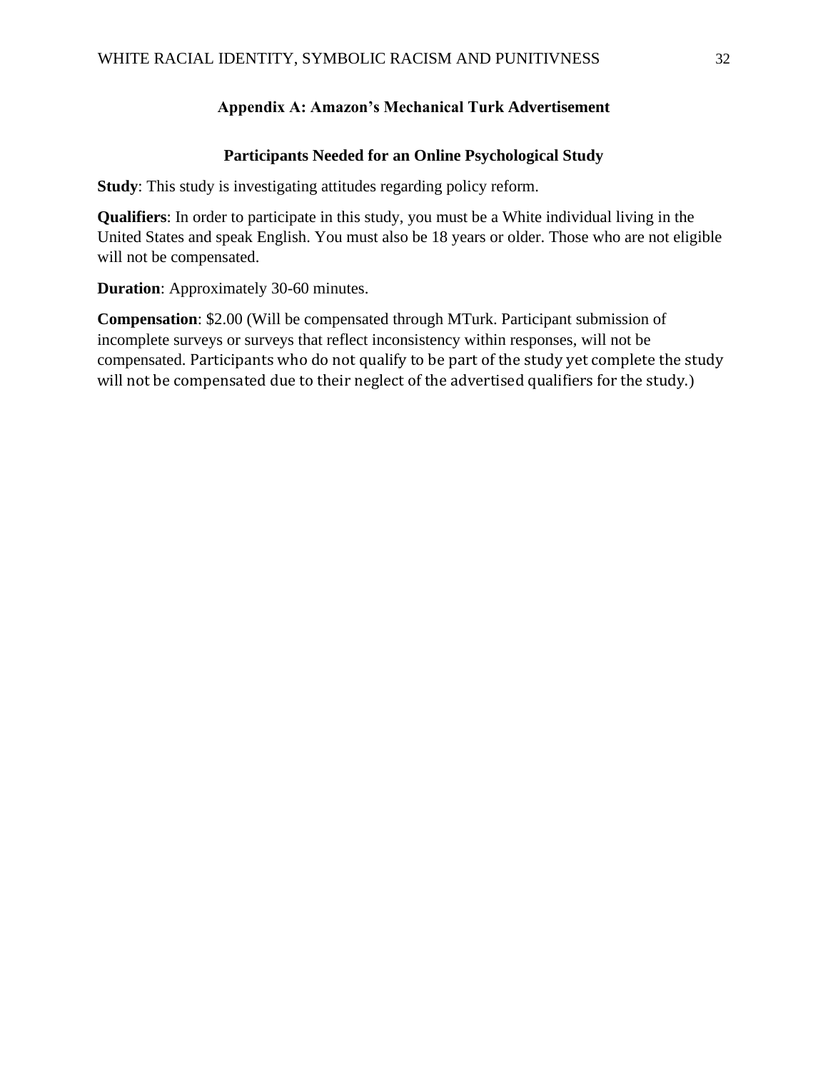## Appendix A: Amazon's Mechanical Turk Advertisement

### Participants Needed for an Online Psychological Study

**Study**: This study is investigating attitudes regarding policy reform.

**Qualifiers**: In order to participate in this study, you must be a White individual living in the United States and speak English. You must also be 18 years or older. Those who are not eligible will not be compensated.

**Duration**: Approximately 30-60 minutes.

**Compensation**: $2.00 (Will be compensated through MTurk. Participant submission of incomplete surveys or surveys that reflect inconsistency within responses, will not be compensated. Participants who do not qualify to be part of the study yet complete the study will not be compensated due to their neglect of the advertised qualifiers for the study.)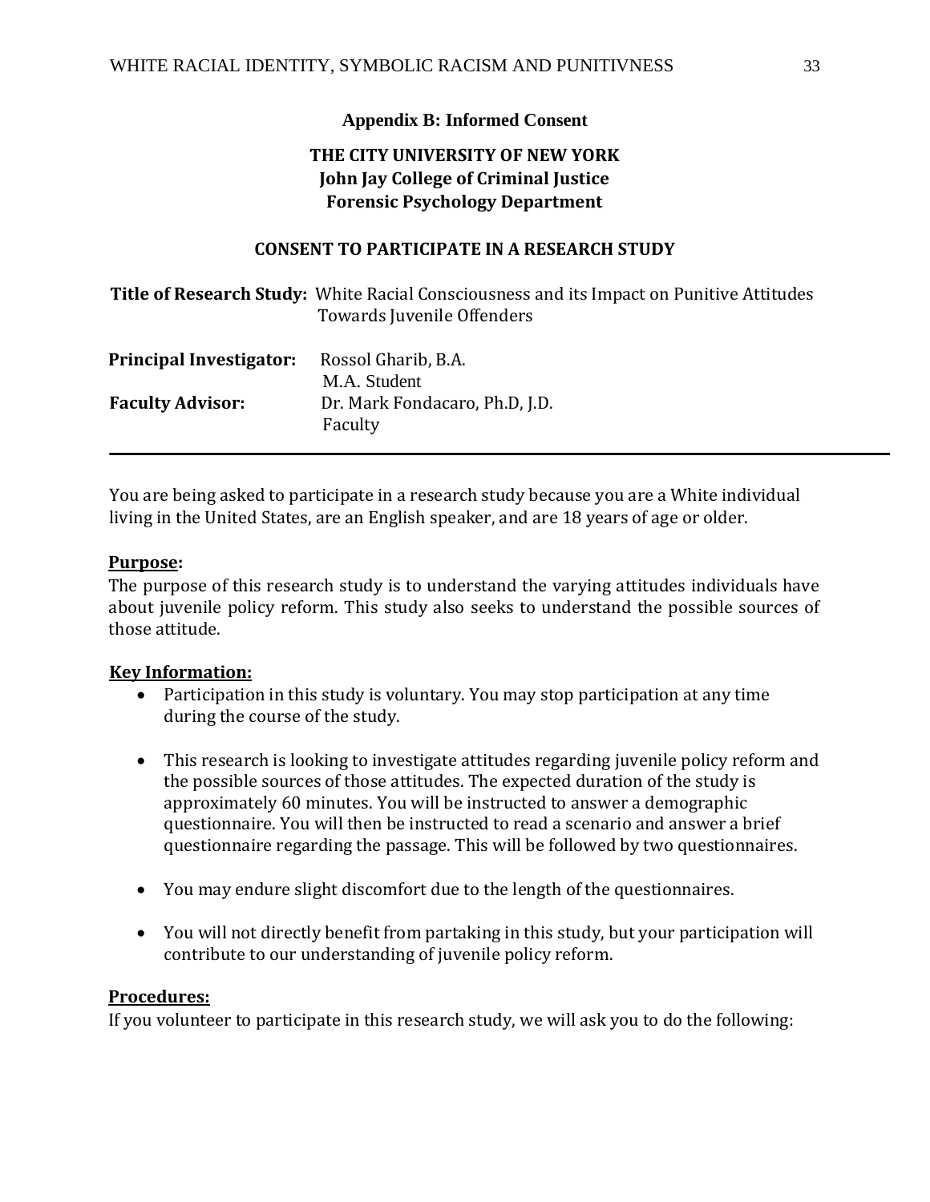**Appendix B: Informed Consent**

**THE CITY UNIVERSITY OF NEW YORK**
**John Jay College of Criminal Justice**
**Forensic Psychology Department**

**CONSENT TO PARTICIPATE IN A RESEARCH STUDY**

**Title of Research Study:** White Racial Consciousness and its Impact on Punitive Attitudes Towards Juvenile Offenders

**Principal Investigator:** Rossol Gharib, B.A.
M.A. Student

**Faculty Advisor:** Dr. Mark Fondacaro, Ph.D, J.D.
Faculty

---

You are being asked to participate in a research study because you are a White individual living in the United States, are an English speaker, and are 18 years of age or older.

**Purpose:**
The purpose of this research study is to understand the varying attitudes individuals have about juvenile policy reform. This study also seeks to understand the possible sources of those attitude.

**Key Information:**

- Participation in this study is voluntary. You may stop participation at any time during the course of the study.
- This research is looking to investigate attitudes regarding juvenile policy reform and the possible sources of those attitudes. The expected duration of the study is approximately 60 minutes. You will be instructed to answer a demographic questionnaire. You will then be instructed to read a scenario and answer a brief questionnaire regarding the passage. This will be followed by two questionnaires.
- You may endure slight discomfort due to the length of the questionnaires.
- You will not directly benefit from partaking in this study, but your participation will contribute to our understanding of juvenile policy reform.

**Procedures:**
If you volunteer to participate in this research study, we will ask you to do the following: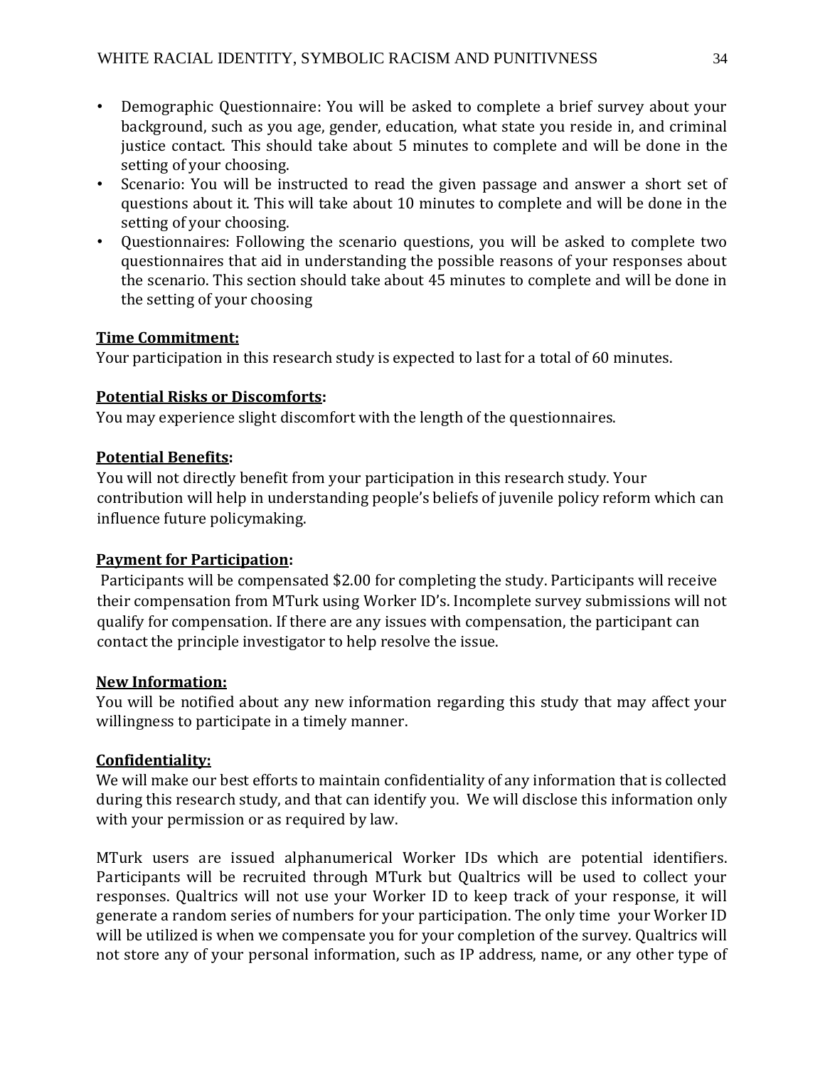- Demographic Questionnaire: You will be asked to complete a brief survey about your background, such as you age, gender, education, what state you reside in, and criminal justice contact. This should take about 5 minutes to complete and will be done in the setting of your choosing.
- Scenario: You will be instructed to read the given passage and answer a short set of questions about it. This will take about 10 minutes to complete and will be done in the setting of your choosing.
- Questionnaires: Following the scenario questions, you will be asked to complete two questionnaires that aid in understanding the possible reasons of your responses about the scenario. This section should take about 45 minutes to complete and will be done in the setting of your choosing

**Time Commitment:**

Your participation in this research study is expected to last for a total of 60 minutes.

**Potential Risks or Discomforts:**

You may experience slight discomfort with the length of the questionnaires.

**Potential Benefits:**

You will not directly benefit from your participation in this research study. Your contribution will help in understanding people's beliefs of juvenile policy reform which can influence future policymaking.

**Payment for Participation:**

Participants will be compensated $2.00 for completing the study. Participants will receive their compensation from MTurk using Worker ID's. Incomplete survey submissions will not qualify for compensation. If there are any issues with compensation, the participant can contact the principle investigator to help resolve the issue.

**New Information:**

You will be notified about any new information regarding this study that may affect your willingness to participate in a timely manner.

**Confidentiality:**

We will make our best efforts to maintain confidentiality of any information that is collected during this research study, and that can identify you. We will disclose this information only with your permission or as required by law.

MTurk users are issued alphanumerical Worker IDs which are potential identifiers. Participants will be recruited through MTurk but Qualtrics will be used to collect your responses. Qualtrics will not use your Worker ID to keep track of your response, it will generate a random series of numbers for your participation. The only time your Worker ID will be utilized is when we compensate you for your completion of the survey. Qualtrics will not store any of your personal information, such as IP address, name, or any other type of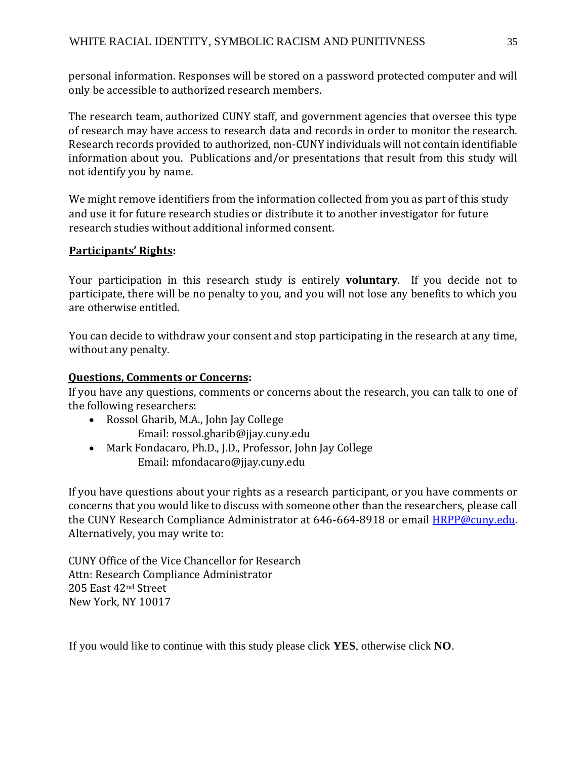personal information. Responses will be stored on a password protected computer and will only be accessible to authorized research members.

The research team, authorized CUNY staff, and government agencies that oversee this type of research may have access to research data and records in order to monitor the research. Research records provided to authorized, non-CUNY individuals will not contain identifiable information about you. Publications and/or presentations that result from this study will not identify you by name.

We might remove identifiers from the information collected from you as part of this study and use it for future research studies or distribute it to another investigator for future research studies without additional informed consent.

**Participants' Rights:**

Your participation in this research study is entirely **voluntary**. If you decide not to participate, there will be no penalty to you, and you will not lose any benefits to which you are otherwise entitled.

You can decide to withdraw your consent and stop participating in the research at any time, without any penalty.

**Questions, Comments or Concerns:**

If you have any questions, comments or concerns about the research, you can talk to one of the following researchers:

- Rossol Gharib, M.A., John Jay College
  Email: rossol.gharib@jjay.cuny.edu
- Mark Fondacaro, Ph.D., J.D., Professor, John Jay College
  Email: mfondacaro@jjay.cuny.edu

If you have questions about your rights as a research participant, or you have comments or concerns that you would like to discuss with someone other than the researchers, please call the CUNY Research Compliance Administrator at 646-664-8918 or email HRPP@cuny.edu. Alternatively, you may write to:

CUNY Office of the Vice Chancellor for Research
Attn: Research Compliance Administrator
205 East 42nd Street
New York, NY 10017

If you would like to continue with this study please click **YES**, otherwise click **NO**.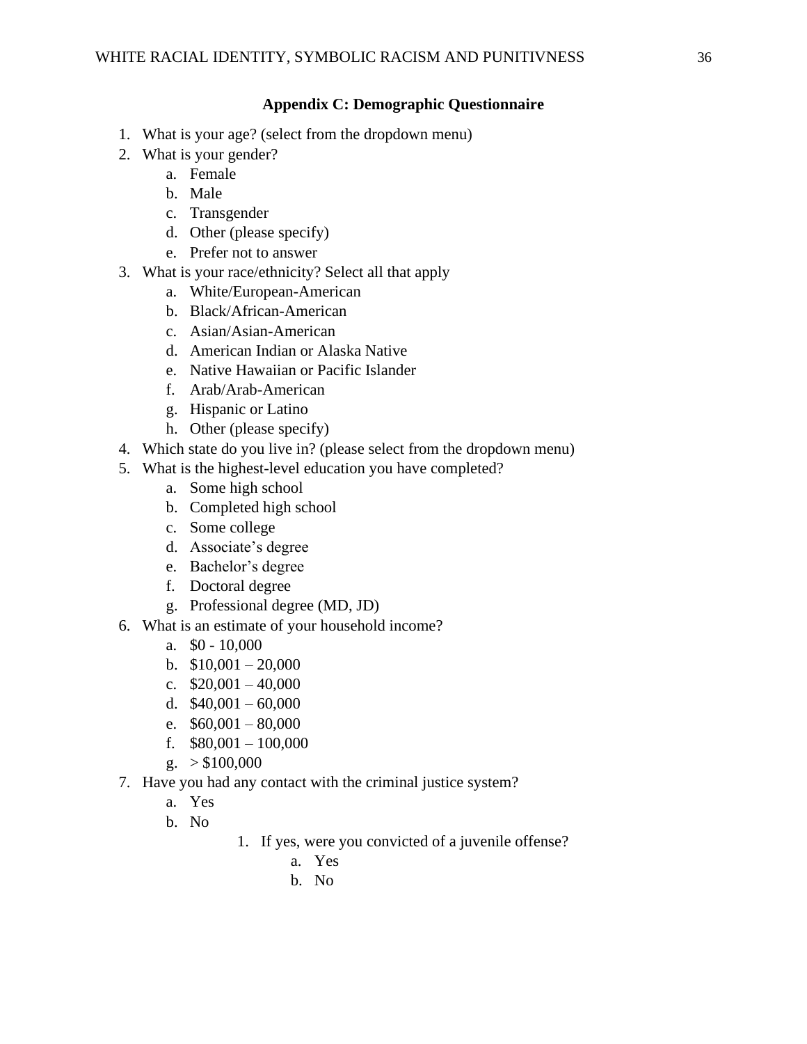## Appendix C: Demographic Questionnaire

1. What is your age? (select from the dropdown menu)
2. What is your gender?
   a. Female
   b. Male
   c. Transgender
   d. Other (please specify)
   e. Prefer not to answer
3. What is your race/ethnicity? Select all that apply
   a. White/European-American
   b. Black/African-American
   c. Asian/Asian-American
   d. American Indian or Alaska Native
   e. Native Hawaiian or Pacific Islander
   f. Arab/Arab-American
   g. Hispanic or Latino
   h. Other (please specify)
4. Which state do you live in? (please select from the dropdown menu)
5. What is the highest-level education you have completed?
   a. Some high school
   b. Completed high school
   c. Some college
   d. Associate's degree
   e. Bachelor's degree
   f. Doctoral degree
   g. Professional degree (MD, JD)
6. What is an estimate of your household income?
   a. $0 - 10,000
   b. $10,001 – 20,000
   c. $20,001 – 40,000
   d. $40,001 – 60,000
   e. $60,001 – 80,000
   f. $80,001 – 100,000
   g. > $100,000
7. Have you had any contact with the criminal justice system?
   a. Yes
   b. No
      1. If yes, were you convicted of a juvenile offense?
         a. Yes
         b. No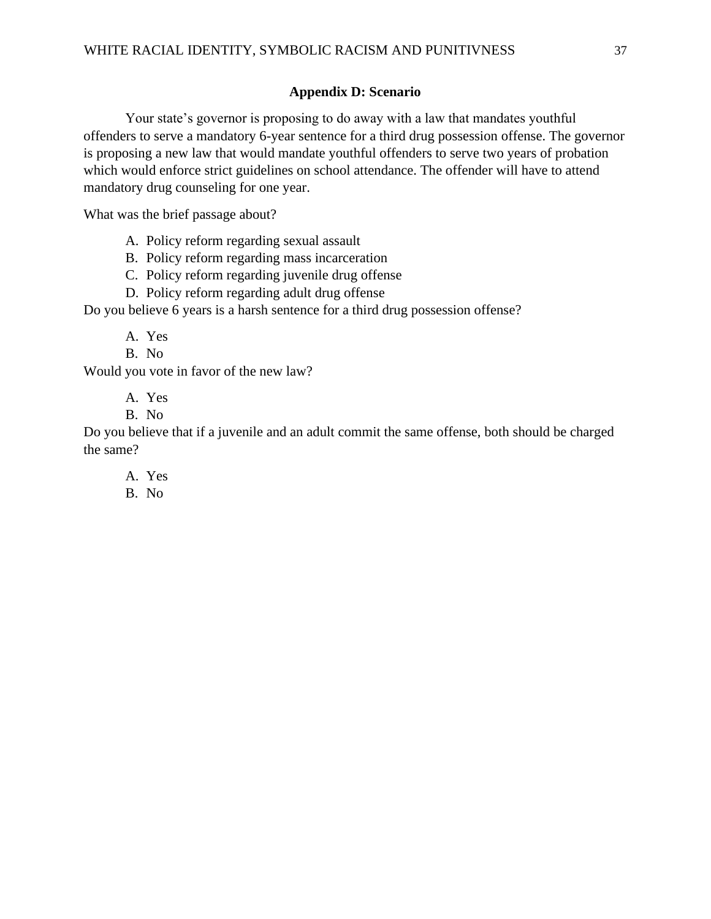## Appendix D: Scenario

Your state's governor is proposing to do away with a law that mandates youthful offenders to serve a mandatory 6-year sentence for a third drug possession offense. The governor is proposing a new law that would mandate youthful offenders to serve two years of probation which would enforce strict guidelines on school attendance. The offender will have to attend mandatory drug counseling for one year.

What was the brief passage about?

A. Policy reform regarding sexual assault
B. Policy reform regarding mass incarceration
C. Policy reform regarding juvenile drug offense
D. Policy reform regarding adult drug offense

Do you believe 6 years is a harsh sentence for a third drug possession offense?

A. Yes
B. No

Would you vote in favor of the new law?

A. Yes
B. No

Do you believe that if a juvenile and an adult commit the same offense, both should be charged the same?

A. Yes
B. No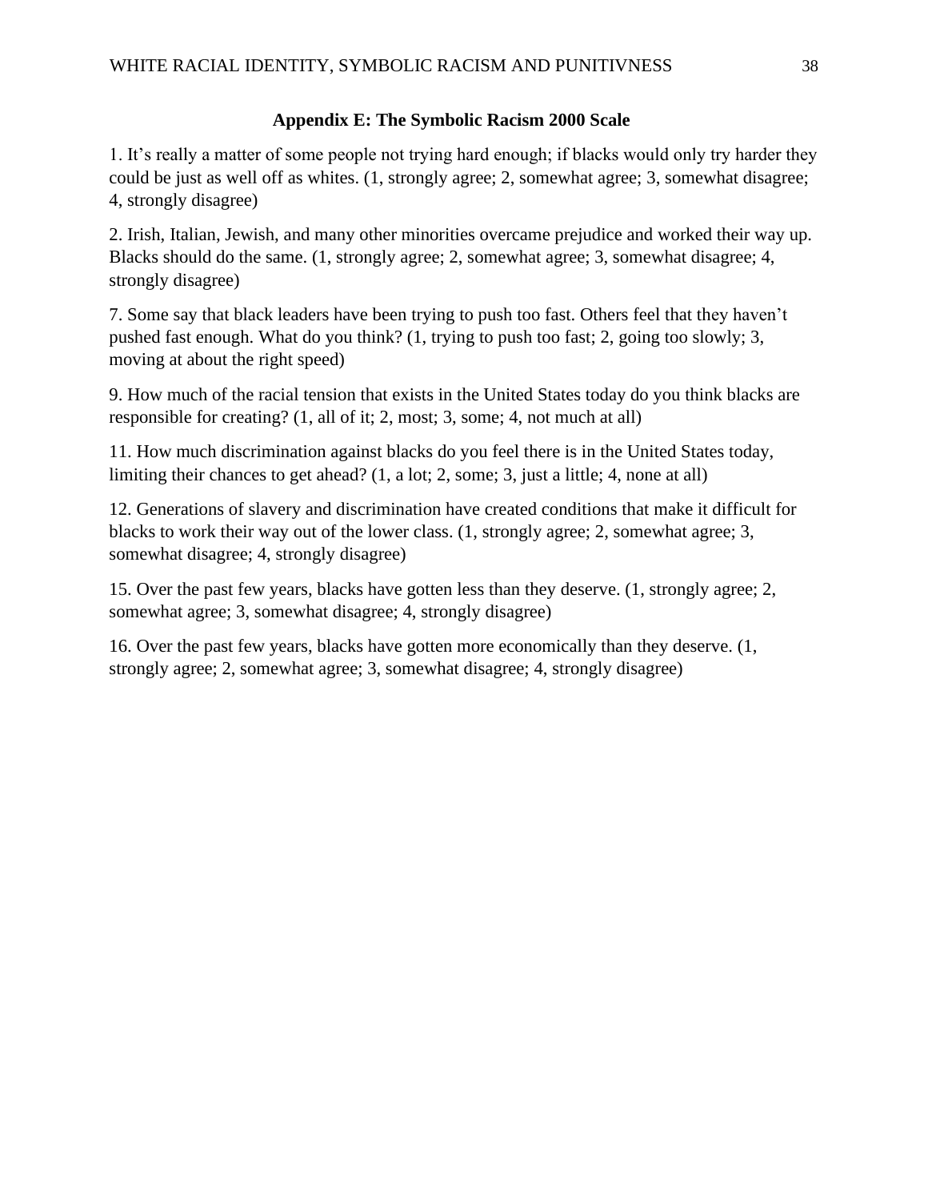## Appendix E: The Symbolic Racism 2000 Scale

1. It's really a matter of some people not trying hard enough; if blacks would only try harder they could be just as well off as whites. (1, strongly agree; 2, somewhat agree; 3, somewhat disagree; 4, strongly disagree)

2. Irish, Italian, Jewish, and many other minorities overcame prejudice and worked their way up. Blacks should do the same. (1, strongly agree; 2, somewhat agree; 3, somewhat disagree; 4, strongly disagree)

7. Some say that black leaders have been trying to push too fast. Others feel that they haven't pushed fast enough. What do you think? (1, trying to push too fast; 2, going too slowly; 3, moving at about the right speed)

9. How much of the racial tension that exists in the United States today do you think blacks are responsible for creating? (1, all of it; 2, most; 3, some; 4, not much at all)

11. How much discrimination against blacks do you feel there is in the United States today, limiting their chances to get ahead? (1, a lot; 2, some; 3, just a little; 4, none at all)

12. Generations of slavery and discrimination have created conditions that make it difficult for blacks to work their way out of the lower class. (1, strongly agree; 2, somewhat agree; 3, somewhat disagree; 4, strongly disagree)

15. Over the past few years, blacks have gotten less than they deserve. (1, strongly agree; 2, somewhat agree; 3, somewhat disagree; 4, strongly disagree)

16. Over the past few years, blacks have gotten more economically than they deserve. (1, strongly agree; 2, somewhat agree; 3, somewhat disagree; 4, strongly disagree)